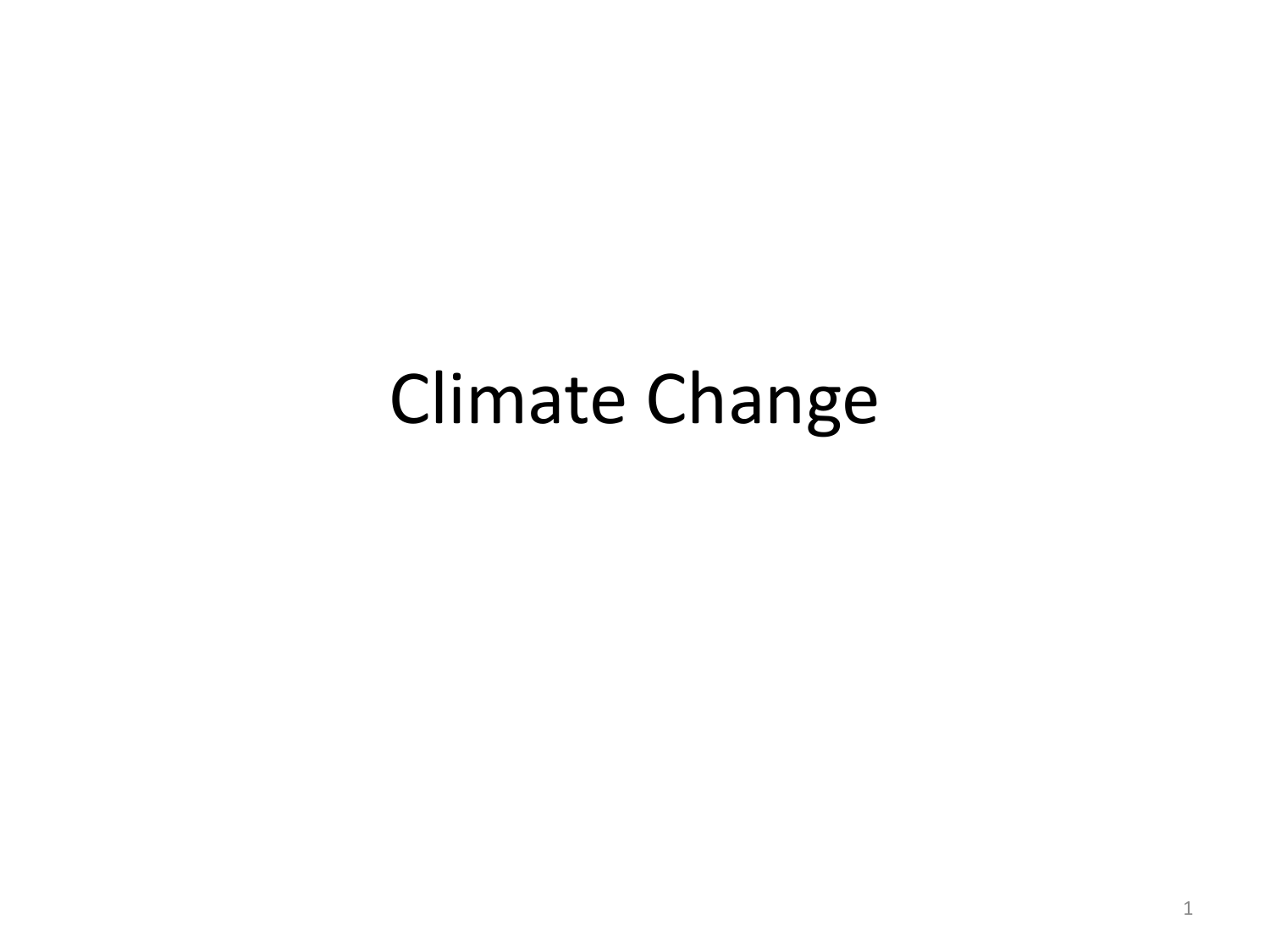# Climate Change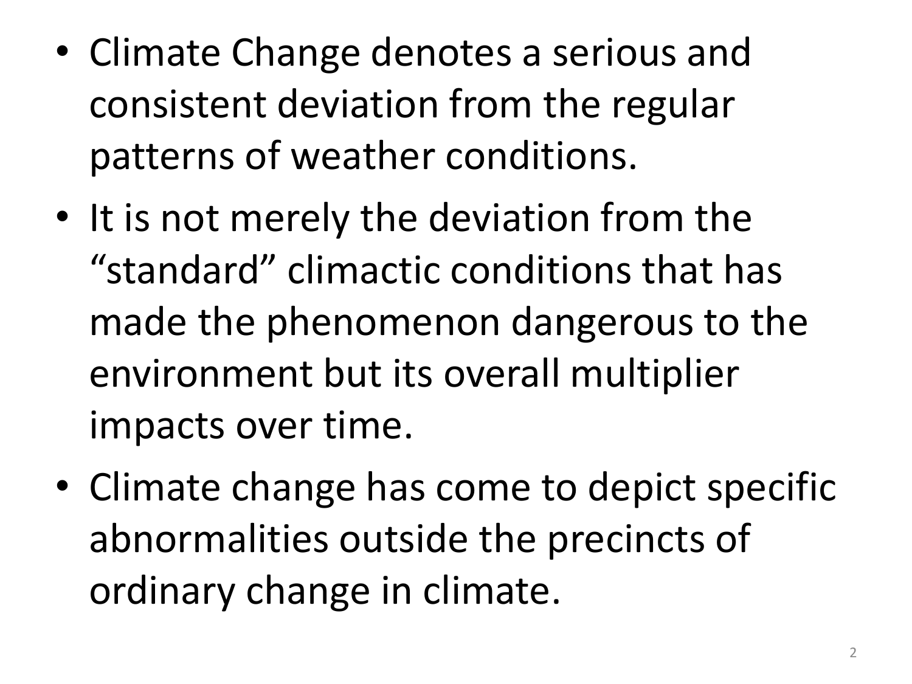- Climate Change denotes a serious and consistent deviation from the regular patterns of weather conditions.
- It is not merely the deviation from the "standard" climactic conditions that has made the phenomenon dangerous to the environment but its overall multiplier impacts over time.
- Climate change has come to depict specific abnormalities outside the precincts of ordinary change in climate.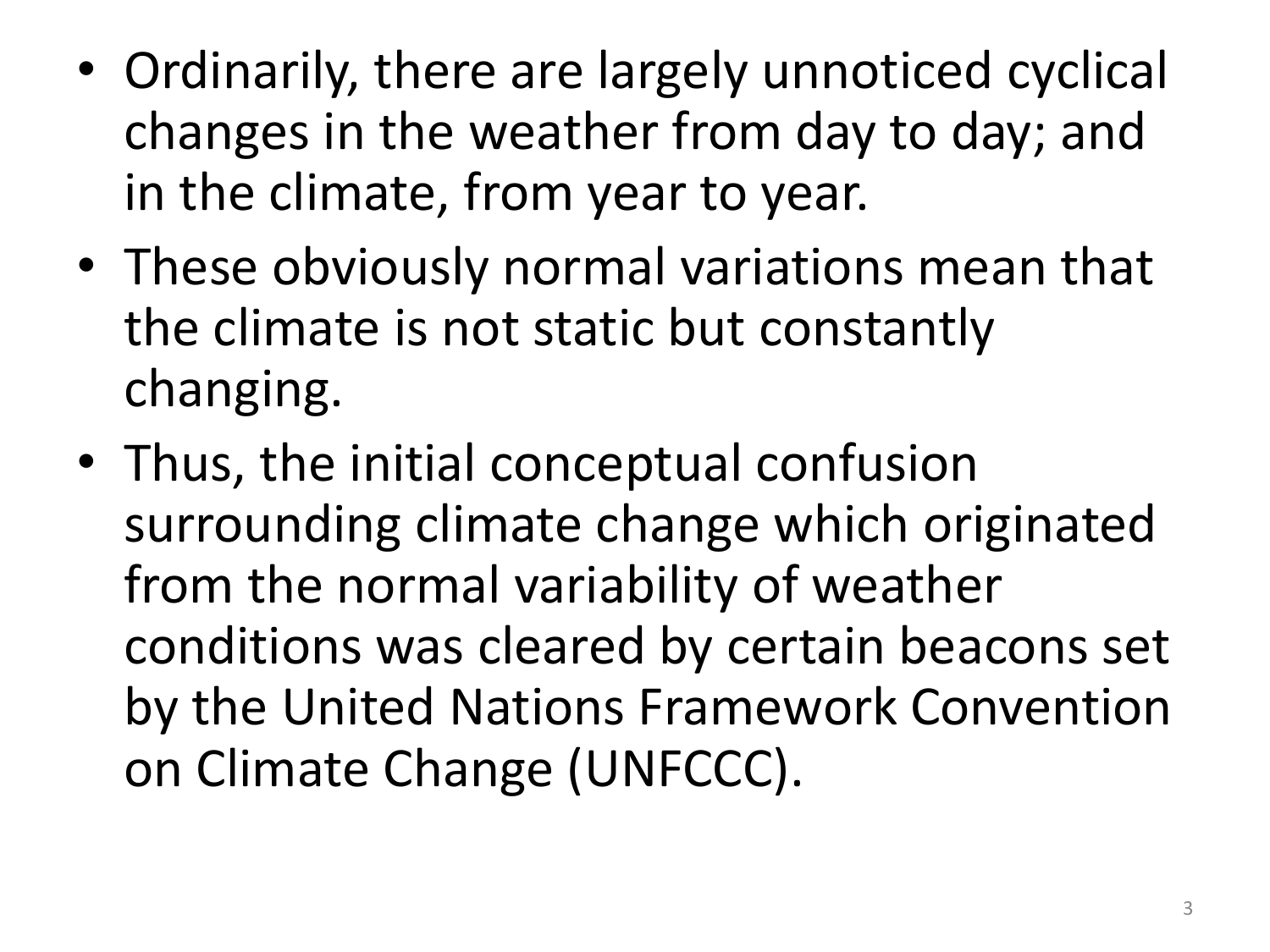- Ordinarily, there are largely unnoticed cyclical changes in the weather from day to day; and in the climate, from year to year.
- These obviously normal variations mean that the climate is not static but constantly changing.
- Thus, the initial conceptual confusion surrounding climate change which originated from the normal variability of weather conditions was cleared by certain beacons set by the United Nations Framework Convention on Climate Change (UNFCCC).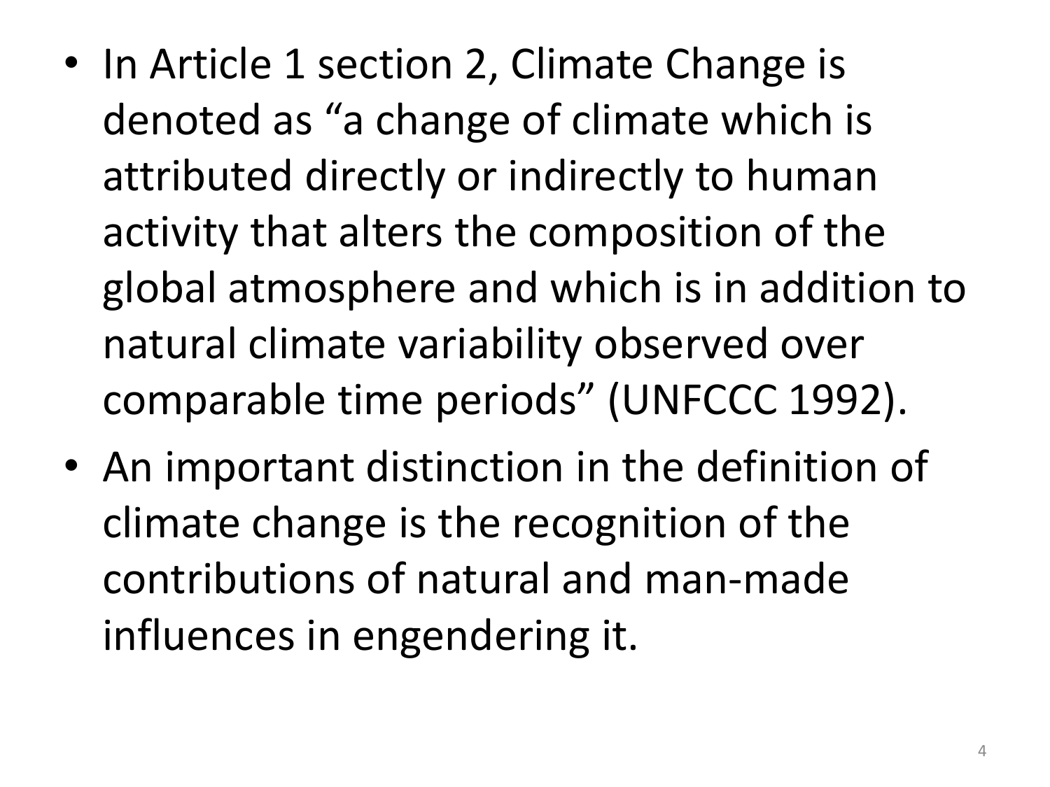- In Article 1 section 2, Climate Change is denoted as "a change of climate which is attributed directly or indirectly to human activity that alters the composition of the global atmosphere and which is in addition to natural climate variability observed over comparable time periods" (UNFCCC 1992).
- An important distinction in the definition of climate change is the recognition of the contributions of natural and man-made influences in engendering it.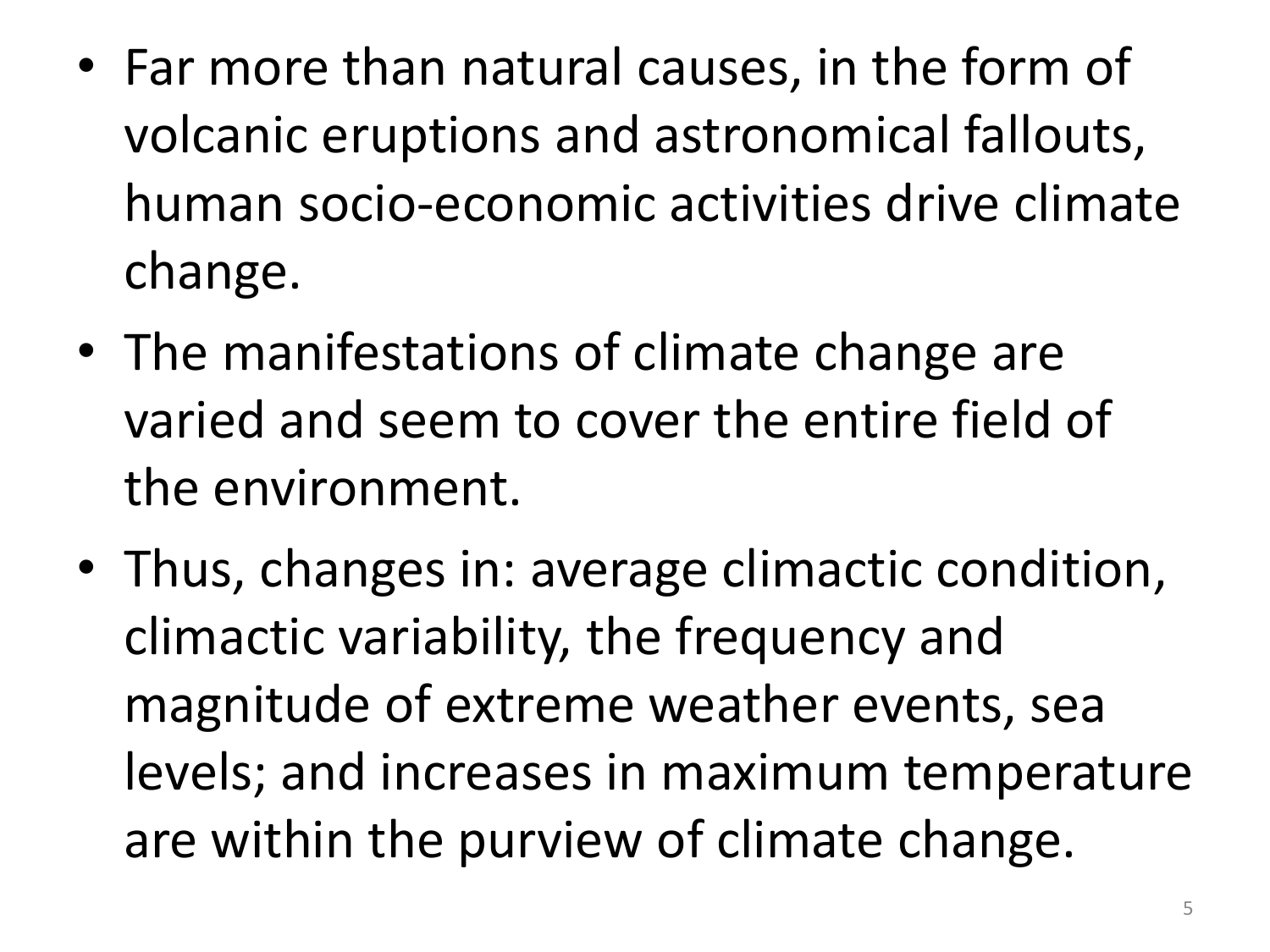- Far more than natural causes, in the form of volcanic eruptions and astronomical fallouts, human socio-economic activities drive climate change.
- The manifestations of climate change are varied and seem to cover the entire field of the environment.
- Thus, changes in: average climactic condition, climactic variability, the frequency and magnitude of extreme weather events, sea levels; and increases in maximum temperature are within the purview of climate change.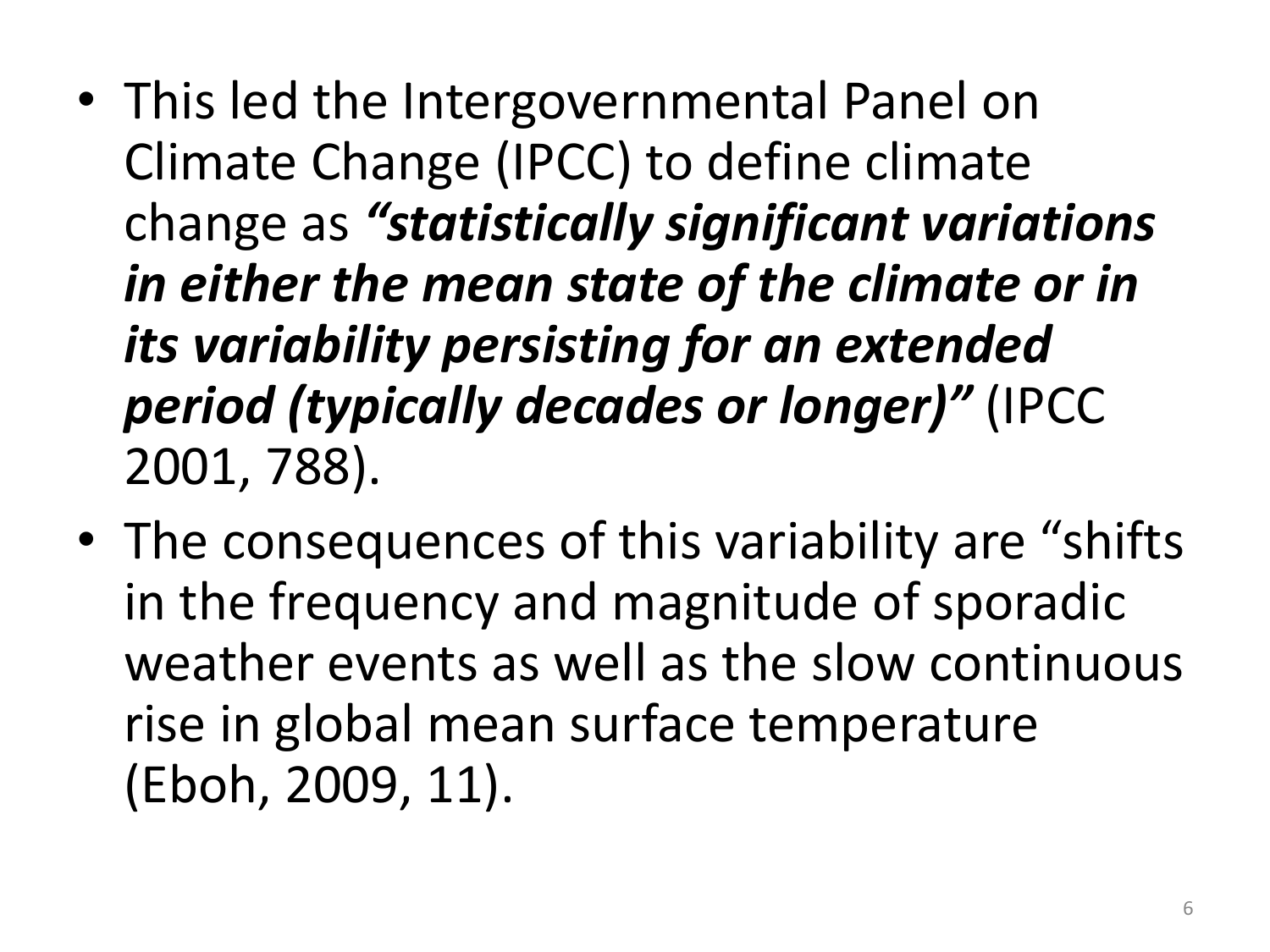- This led the Intergovernmental Panel on Climate Change (IPCC) to define climate change as ***"statistically significant variations in either the mean state of the climate or in its variability persisting for an extended period (typically decades or longer)"*** (IPCC 2001, 788).
- The consequences of this variability are "shifts in the frequency and magnitude of sporadic weather events as well as the slow continuous rise in global mean surface temperature (Eboh, 2009, 11).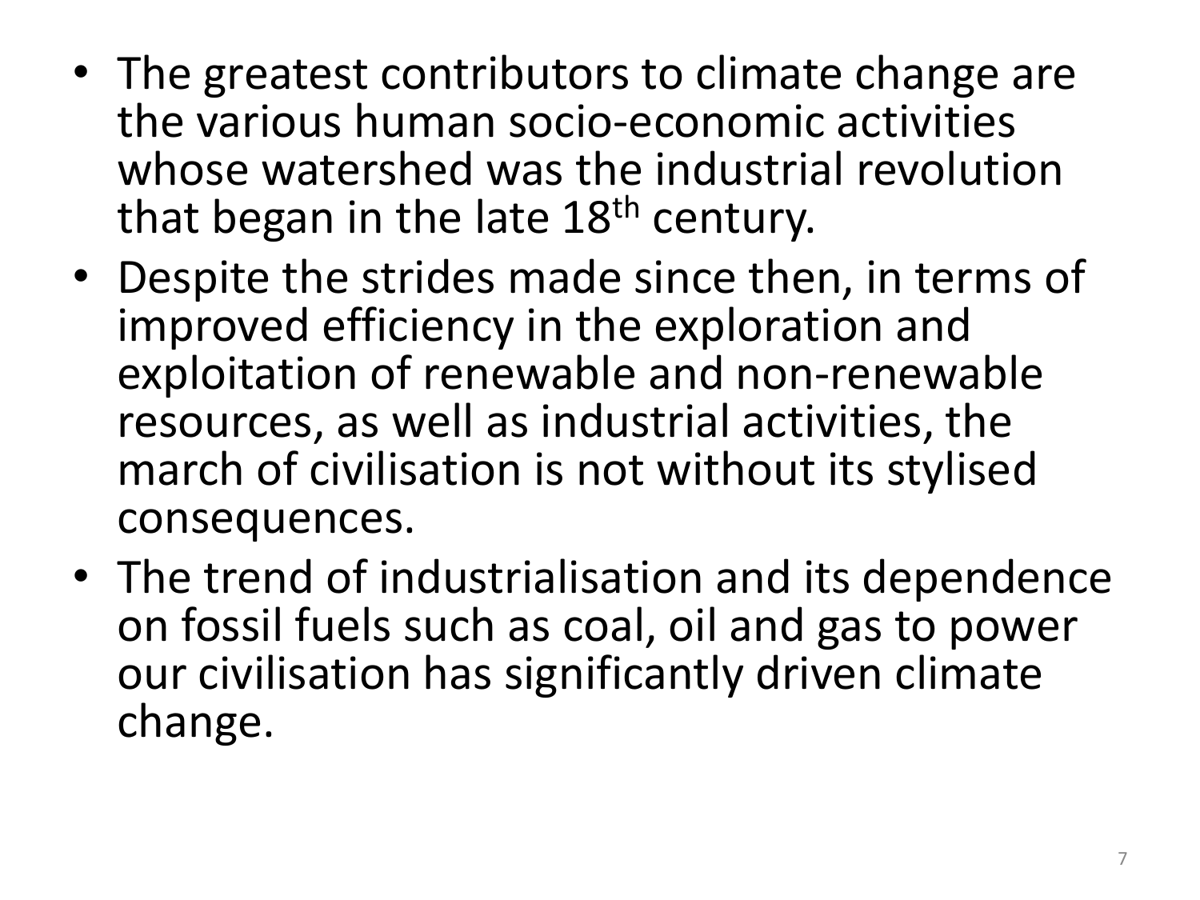- The greatest contributors to climate change are the various human socio-economic activities whose watershed was the industrial revolution that began in the late 18$^{th}$ century.
- Despite the strides made since then, in terms of improved efficiency in the exploration and exploitation of renewable and non-renewable resources, as well as industrial activities, the march of civilisation is not without its stylised consequences.
- The trend of industrialisation and its dependence on fossil fuels such as coal, oil and gas to power our civilisation has significantly driven climate change.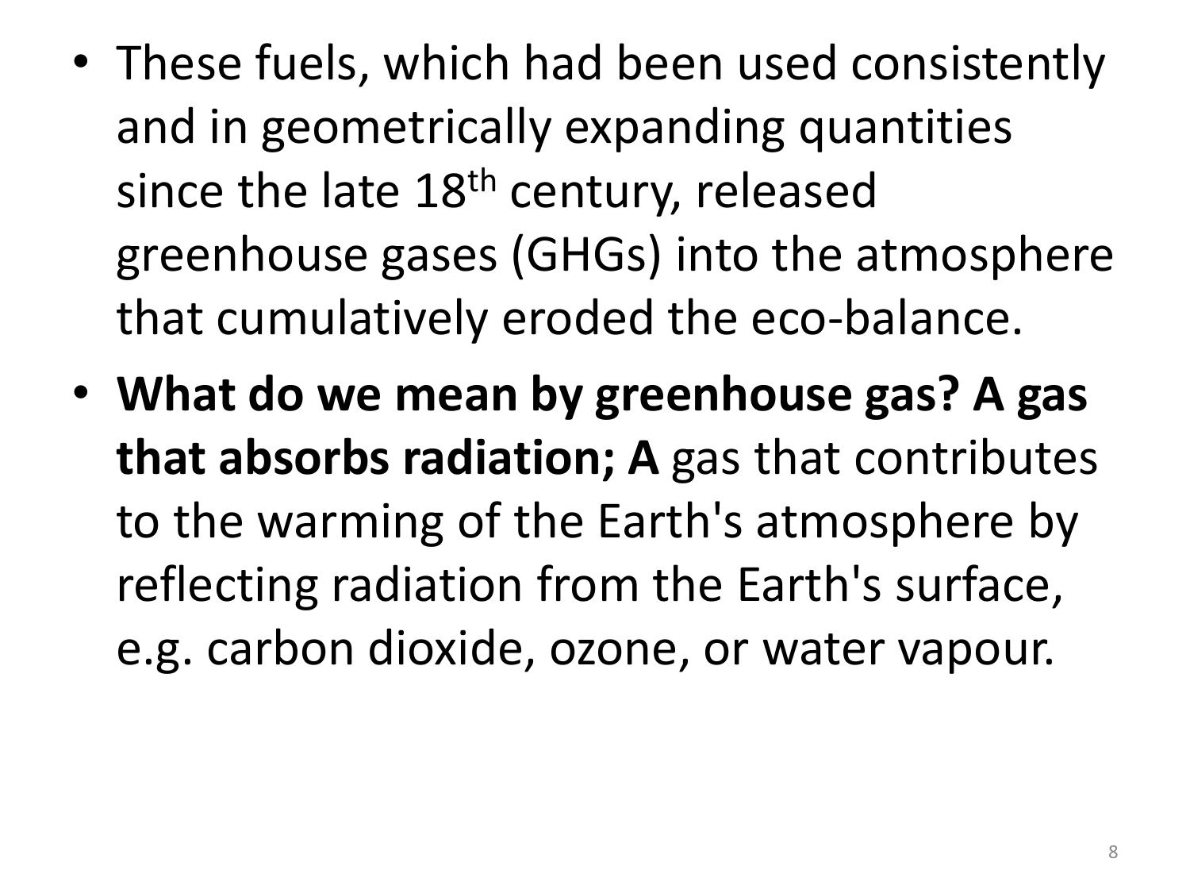- These fuels, which had been used consistently and in geometrically expanding quantities since the late 18th century, released greenhouse gases (GHGs) into the atmosphere that cumulatively eroded the eco-balance.
- **What do we mean by greenhouse gas? A gas that absorbs radiation; A** gas that contributes to the warming of the Earth's atmosphere by reflecting radiation from the Earth's surface, e.g. carbon dioxide, ozone, or water vapour.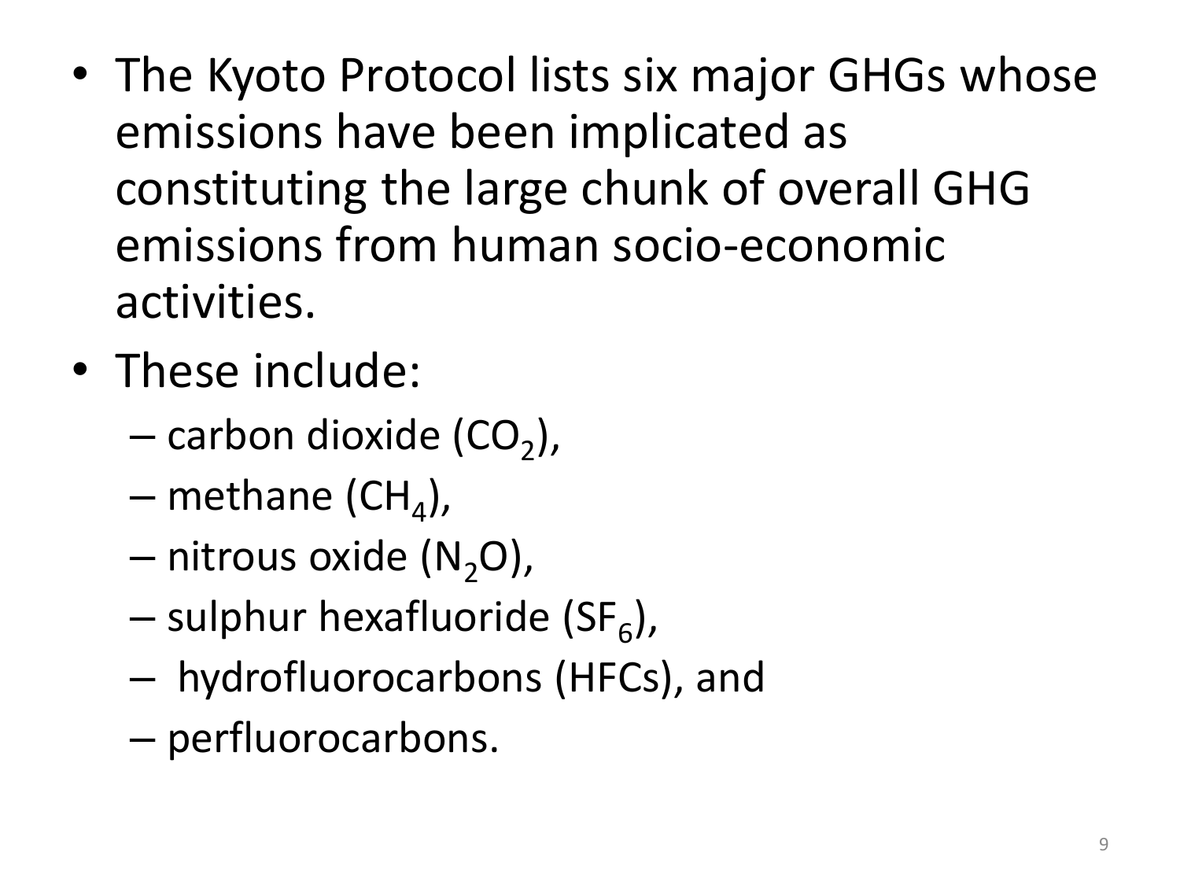- The Kyoto Protocol lists six major GHGs whose emissions have been implicated as constituting the large chunk of overall GHG emissions from human socio-economic activities.
- These include:
  - carbon dioxide ($CO_2$),
  - methane ($CH_4$),
  - nitrous oxide ($N_2O$),
  - sulphur hexafluoride ($SF_6$),
  - hydrofluorocarbons (HFCs), and
  - perfluorocarbons.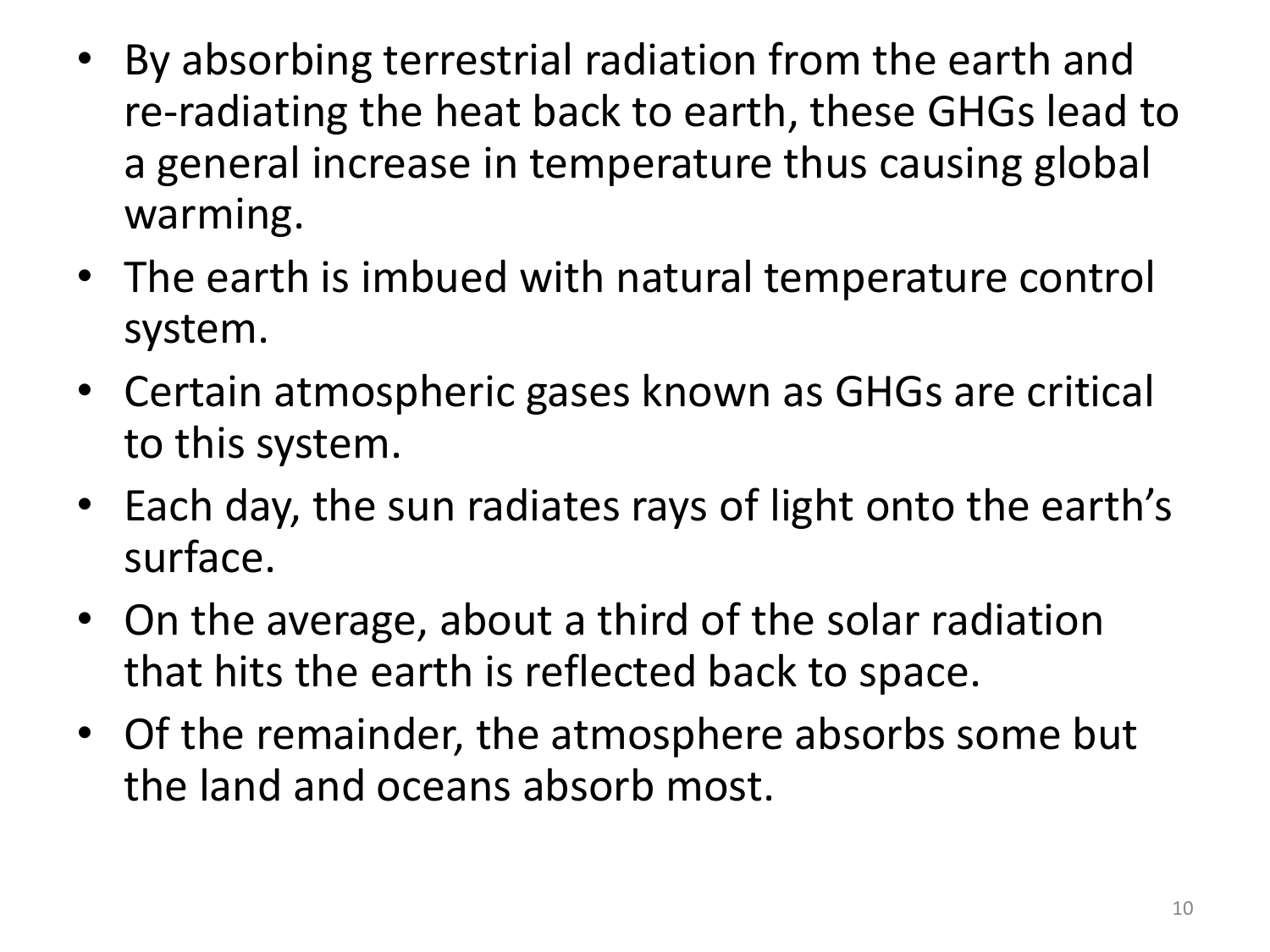- By absorbing terrestrial radiation from the earth and re-radiating the heat back to earth, these GHGs lead to a general increase in temperature thus causing global warming.
- The earth is imbued with natural temperature control system.
- Certain atmospheric gases known as GHGs are critical to this system.
- Each day, the sun radiates rays of light onto the earth's surface.
- On the average, about a third of the solar radiation that hits the earth is reflected back to space.
- Of the remainder, the atmosphere absorbs some but the land and oceans absorb most.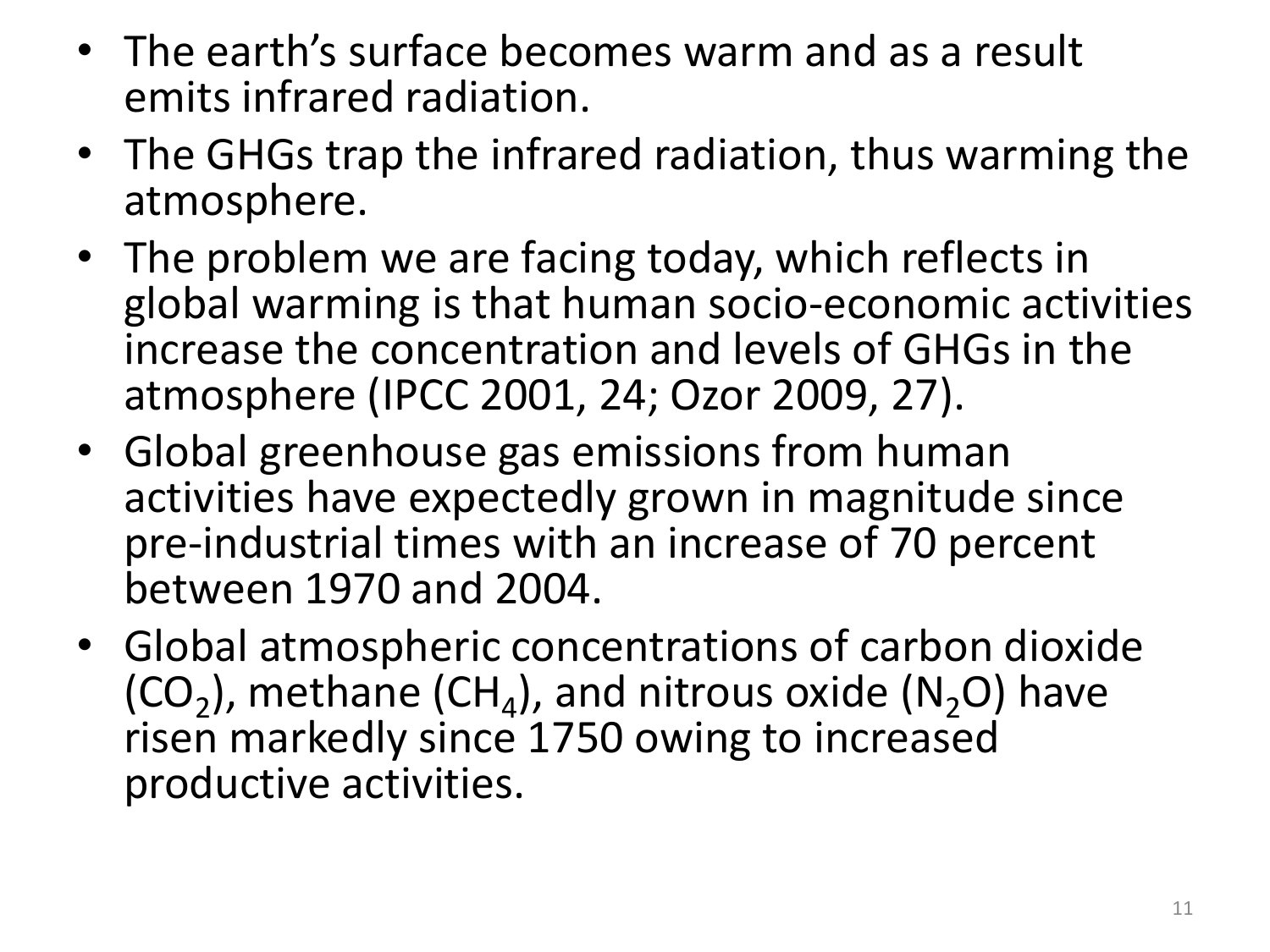- The earth's surface becomes warm and as a result emits infrared radiation.
- The GHGs trap the infrared radiation, thus warming the atmosphere.
- The problem we are facing today, which reflects in global warming is that human socio-economic activities increase the concentration and levels of GHGs in the atmosphere (IPCC 2001, 24; Ozor 2009, 27).
- Global greenhouse gas emissions from human activities have expectedly grown in magnitude since pre-industrial times with an increase of 70 percent between 1970 and 2004.
- Global atmospheric concentrations of carbon dioxide ($CO_2$), methane ($CH_4$), and nitrous oxide ($N_2O$) have risen markedly since 1750 owing to increased productive activities.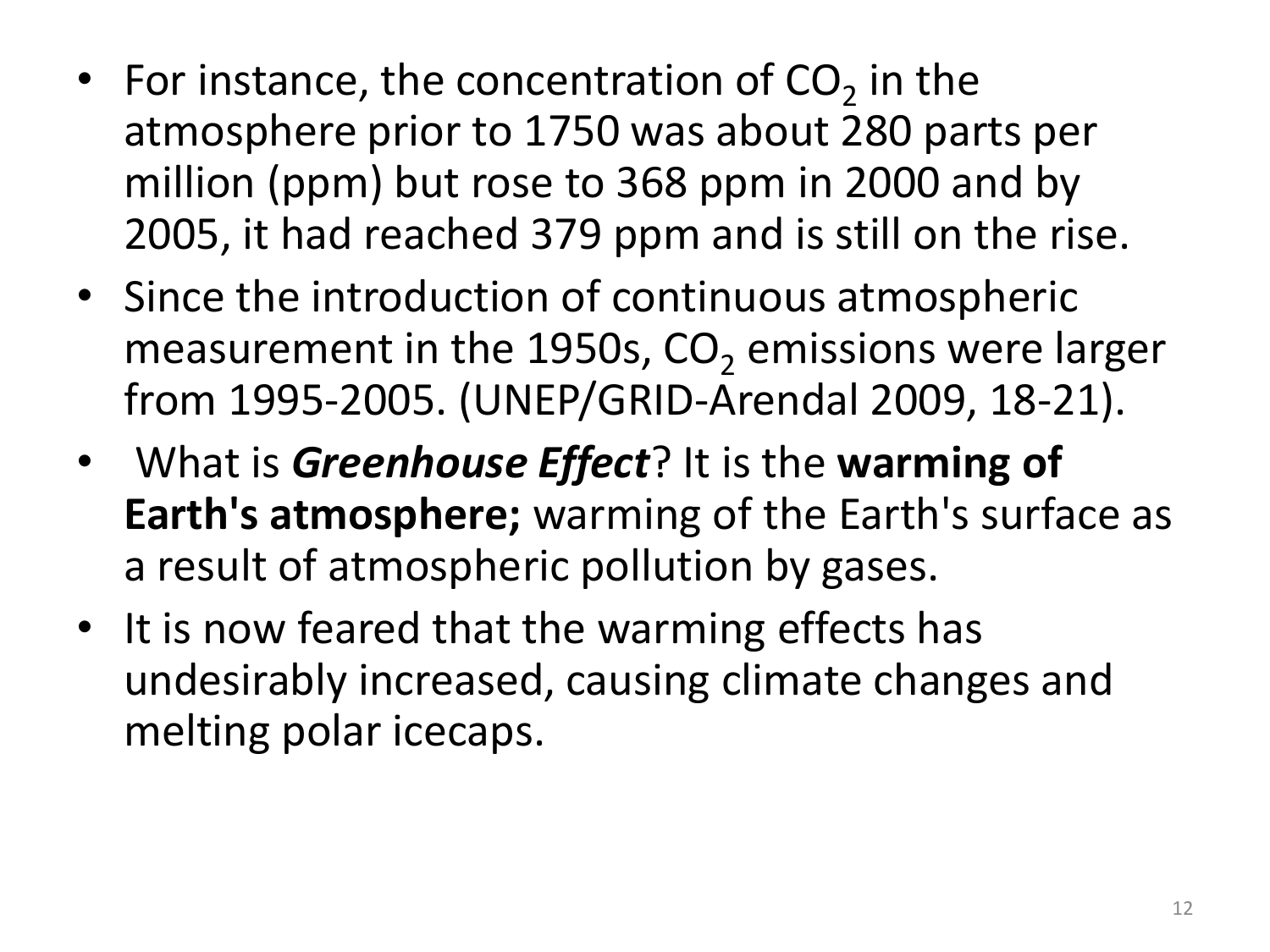- For instance, the concentration of $CO_2$ in the atmosphere prior to 1750 was about 280 parts per million (ppm) but rose to 368 ppm in 2000 and by 2005, it had reached 379 ppm and is still on the rise.
- Since the introduction of continuous atmospheric measurement in the 1950s, $CO_2$ emissions were larger from 1995-2005. (UNEP/GRID-Arendal 2009, 18-21).
- What is ***Greenhouse Effect***? It is the **warming of Earth's atmosphere;** warming of the Earth's surface as a result of atmospheric pollution by gases.
- It is now feared that the warming effects has undesirably increased, causing climate changes and melting polar icecaps.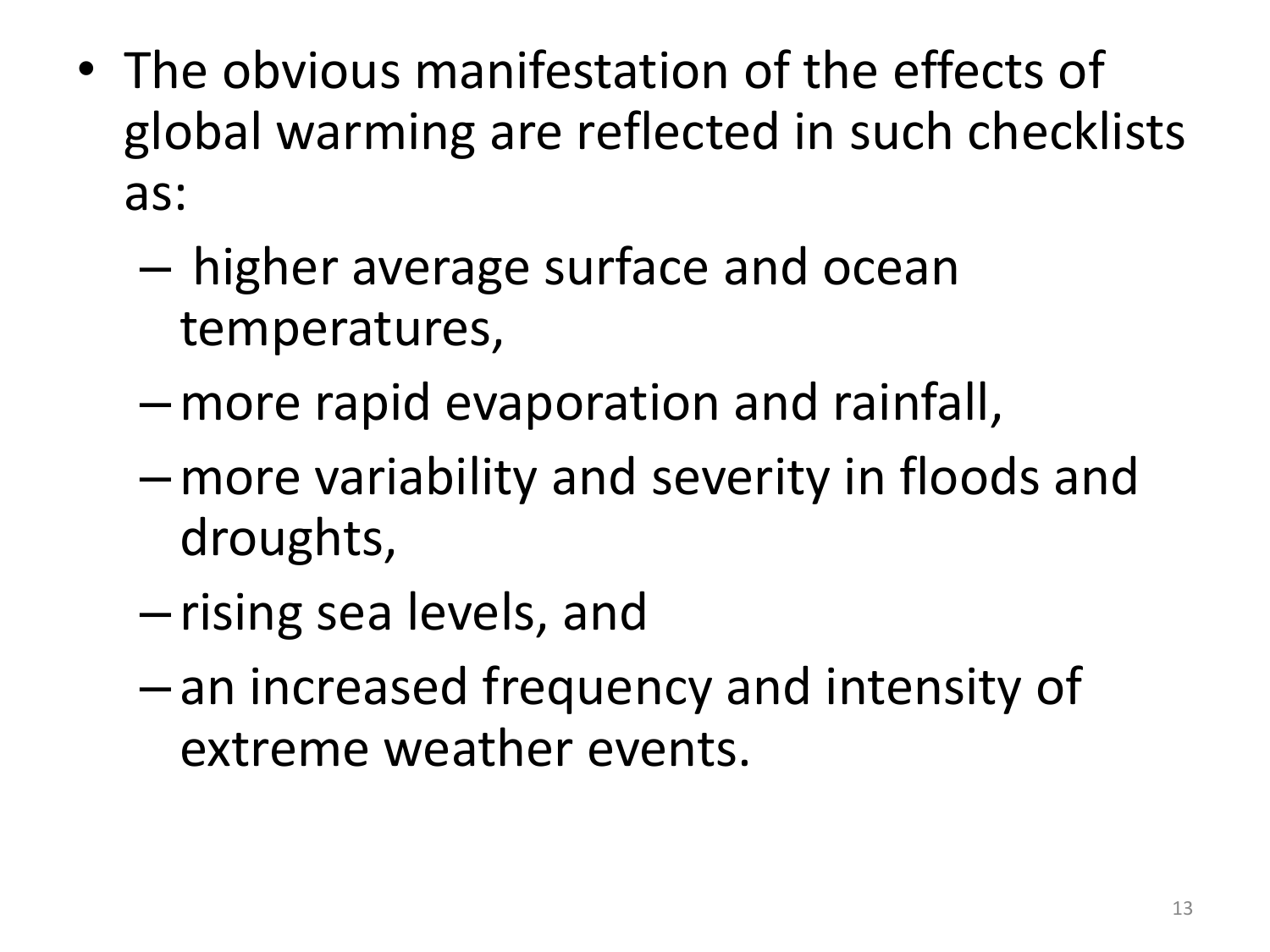- The obvious manifestation of the effects of global warming are reflected in such checklists as:
  - higher average surface and ocean temperatures,
  - more rapid evaporation and rainfall,
  - more variability and severity in floods and droughts,
  - rising sea levels, and
  - an increased frequency and intensity of extreme weather events.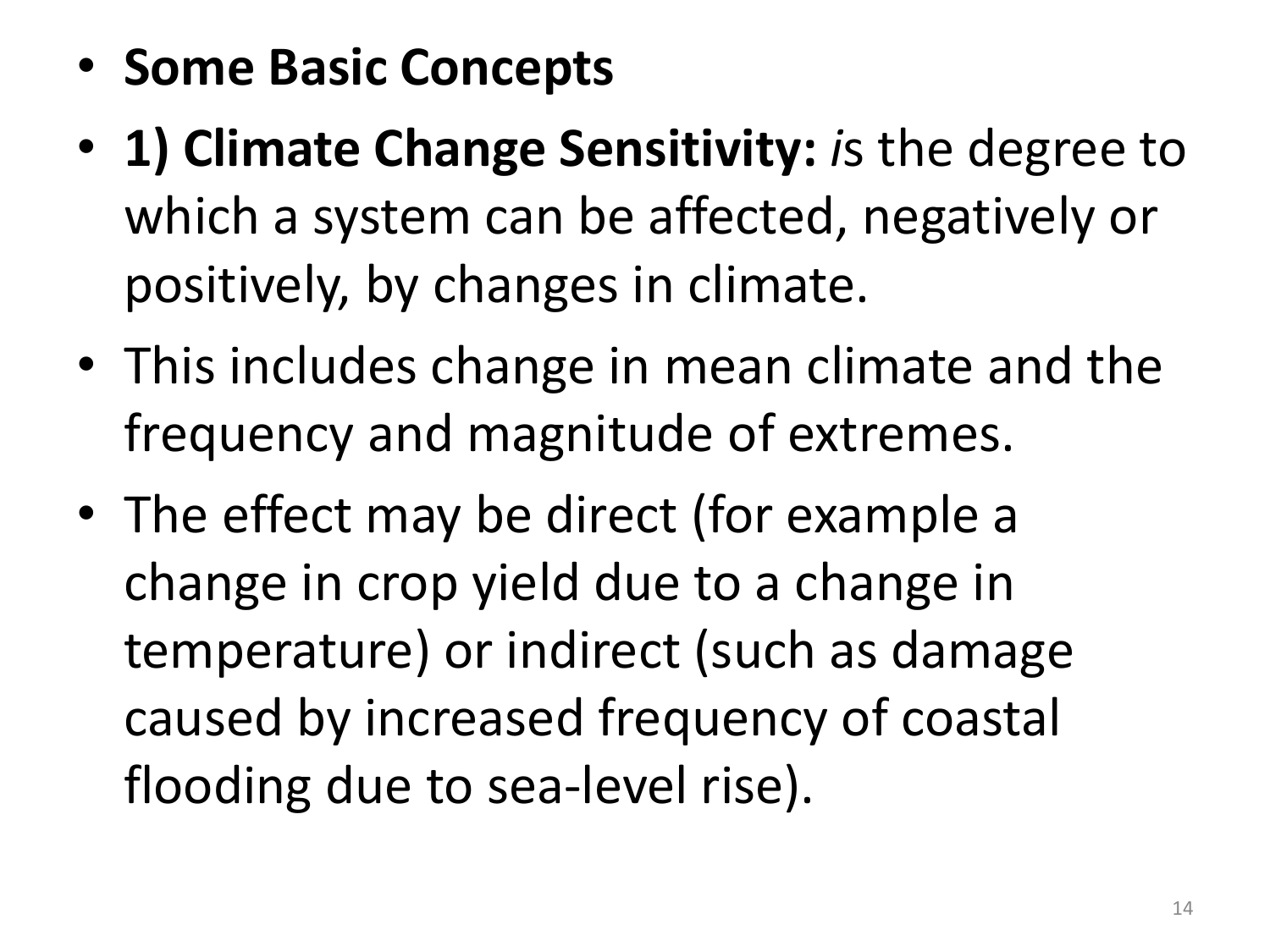- **Some Basic Concepts**
- **1) Climate Change Sensitivity:** *i*s the degree to which a system can be affected, negatively or positively, by changes in climate.
- This includes change in mean climate and the frequency and magnitude of extremes.
- The effect may be direct (for example a change in crop yield due to a change in temperature) or indirect (such as damage caused by increased frequency of coastal flooding due to sea-level rise).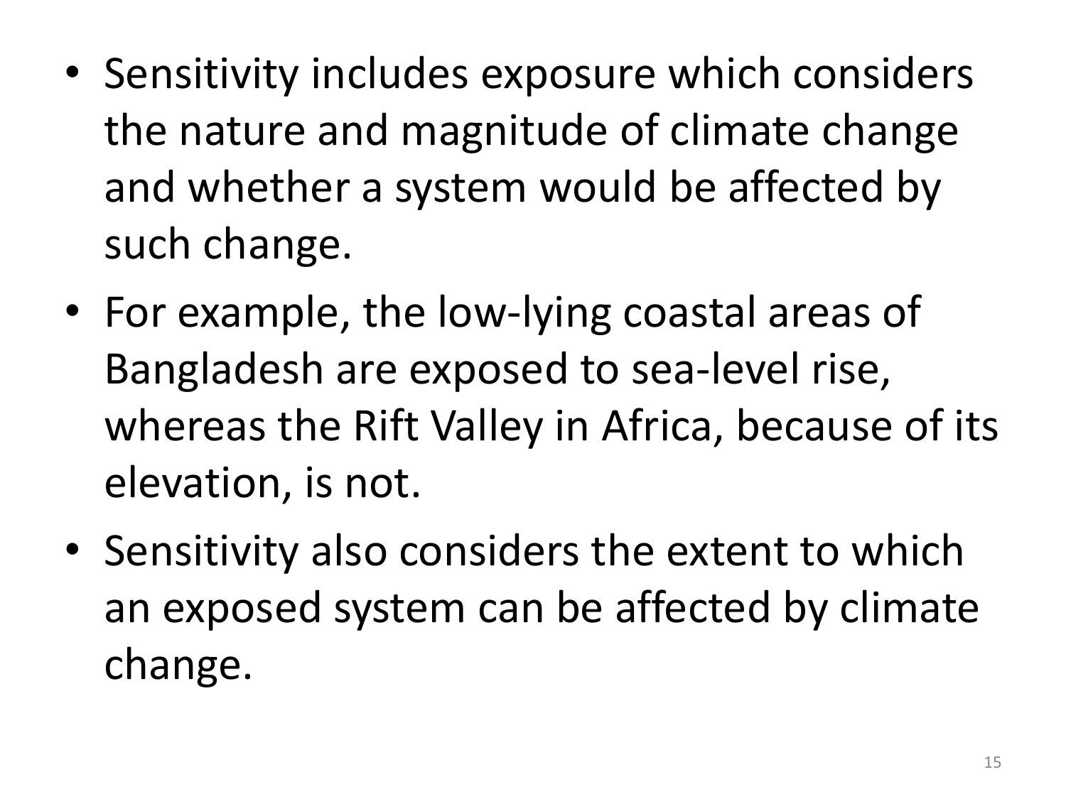- Sensitivity includes exposure which considers the nature and magnitude of climate change and whether a system would be affected by such change.
- For example, the low-lying coastal areas of Bangladesh are exposed to sea-level rise, whereas the Rift Valley in Africa, because of its elevation, is not.
- Sensitivity also considers the extent to which an exposed system can be affected by climate change.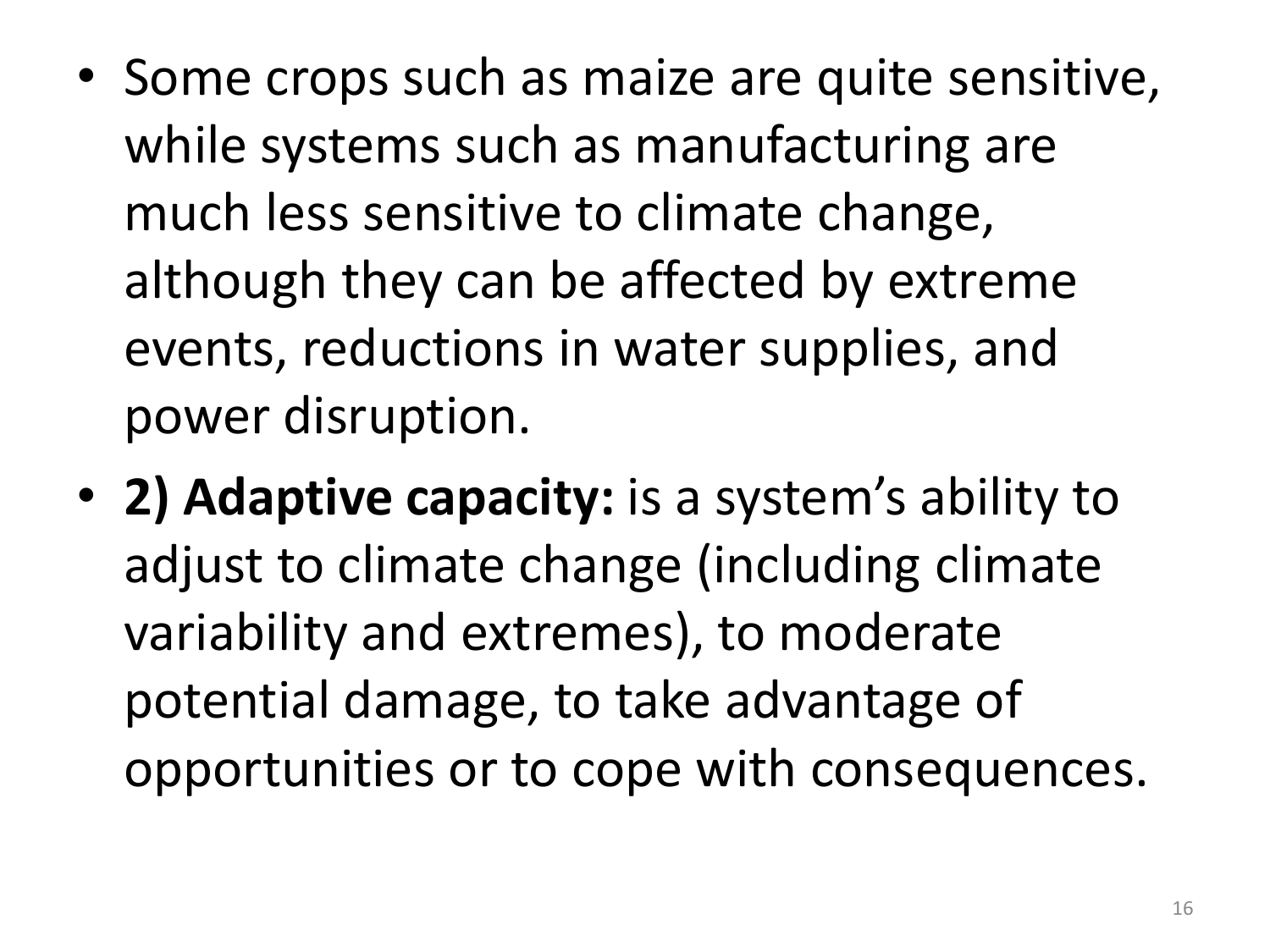- Some crops such as maize are quite sensitive, while systems such as manufacturing are much less sensitive to climate change, although they can be affected by extreme events, reductions in water supplies, and power disruption.
- **2) Adaptive capacity:** is a system's ability to adjust to climate change (including climate variability and extremes), to moderate potential damage, to take advantage of opportunities or to cope with consequences.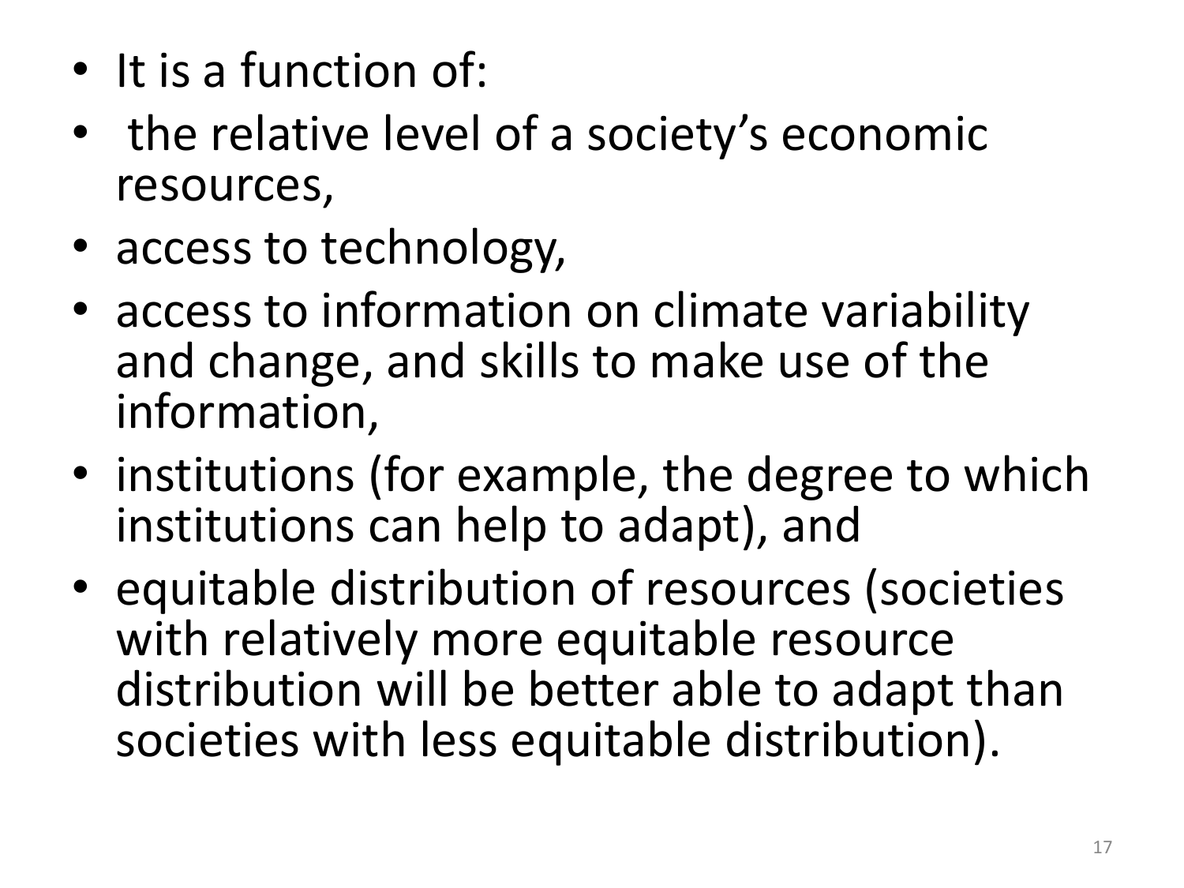- It is a function of:
- the relative level of a society’s economic resources,
- access to technology,
- access to information on climate variability and change, and skills to make use of the information,
- institutions (for example, the degree to which institutions can help to adapt), and
- equitable distribution of resources (societies with relatively more equitable resource distribution will be better able to adapt than societies with less equitable distribution).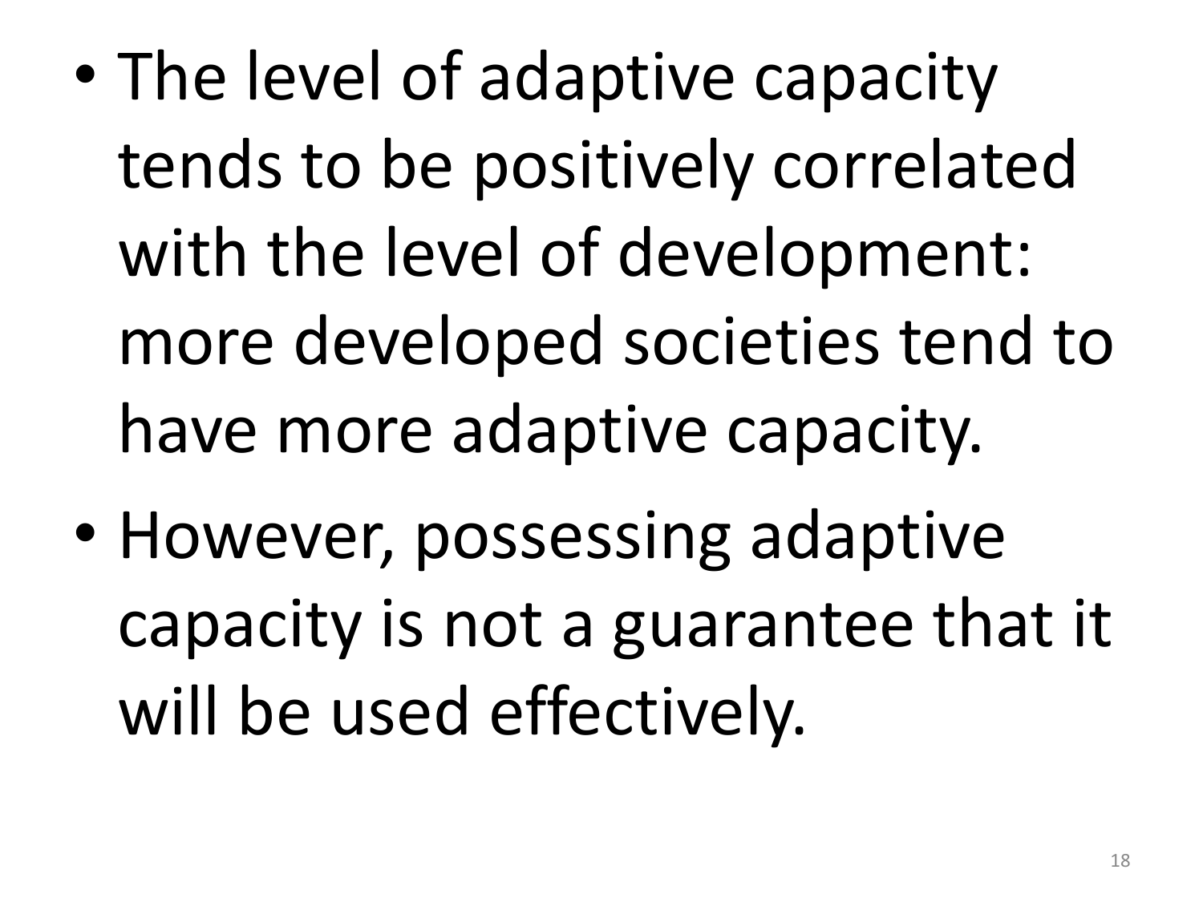- The level of adaptive capacity tends to be positively correlated with the level of development: more developed societies tend to have more adaptive capacity.
- However, possessing adaptive capacity is not a guarantee that it will be used effectively.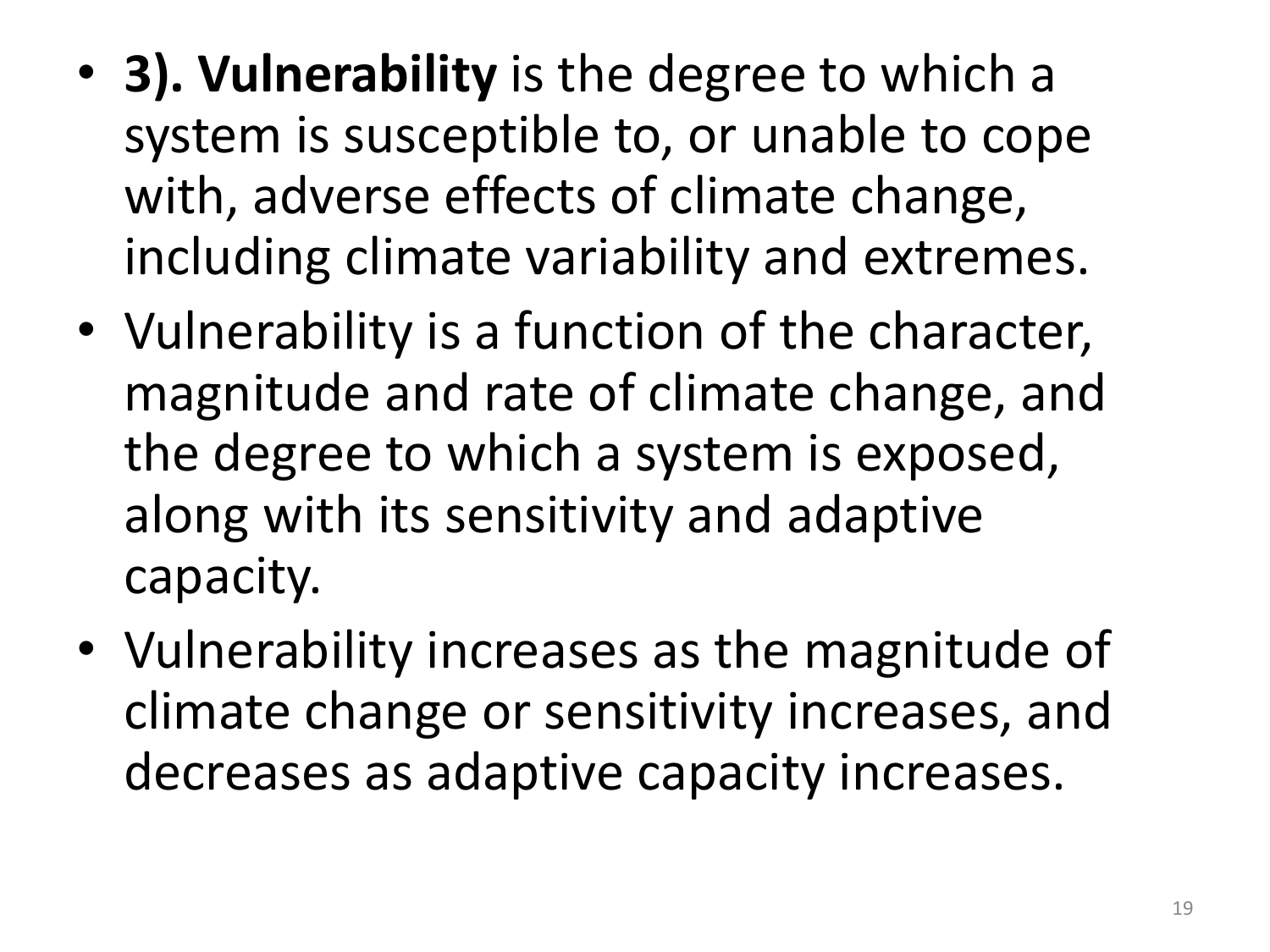- **3). Vulnerability** is the degree to which a system is susceptible to, or unable to cope with, adverse effects of climate change, including climate variability and extremes.
- Vulnerability is a function of the character, magnitude and rate of climate change, and the degree to which a system is exposed, along with its sensitivity and adaptive capacity.
- Vulnerability increases as the magnitude of climate change or sensitivity increases, and decreases as adaptive capacity increases.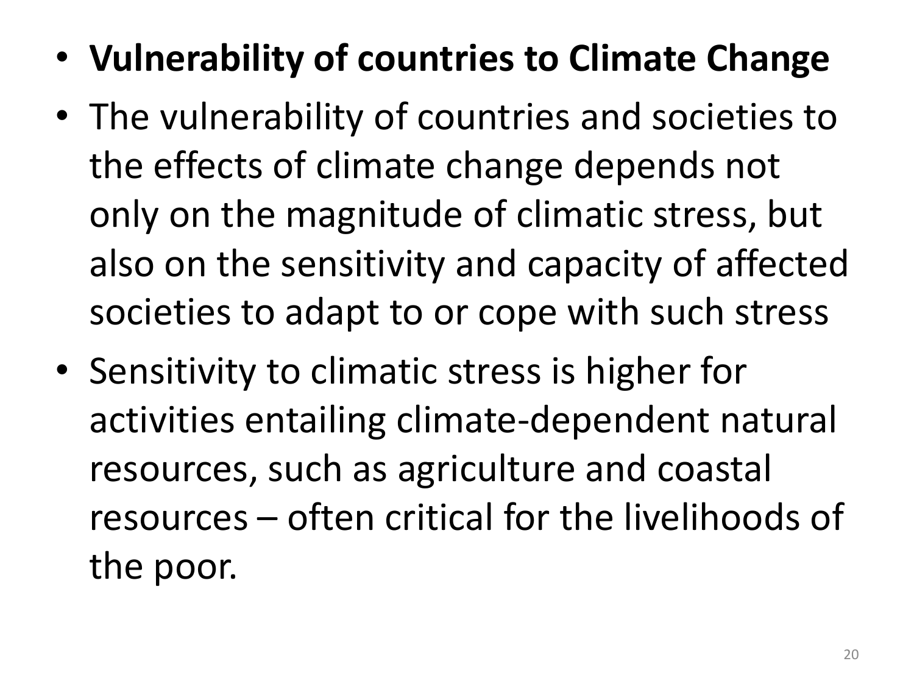- **Vulnerability of countries to Climate Change**
- The vulnerability of countries and societies to the effects of climate change depends not only on the magnitude of climatic stress, but also on the sensitivity and capacity of affected societies to adapt to or cope with such stress
- Sensitivity to climatic stress is higher for activities entailing climate-dependent natural resources, such as agriculture and coastal resources – often critical for the livelihoods of the poor.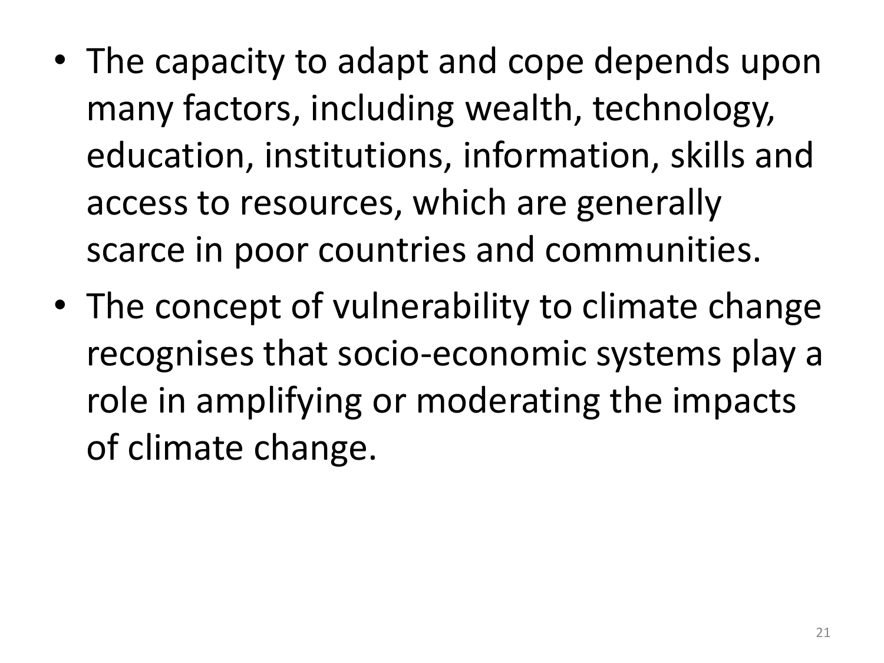- The capacity to adapt and cope depends upon many factors, including wealth, technology, education, institutions, information, skills and access to resources, which are generally scarce in poor countries and communities.
- The concept of vulnerability to climate change recognises that socio-economic systems play a role in amplifying or moderating the impacts of climate change.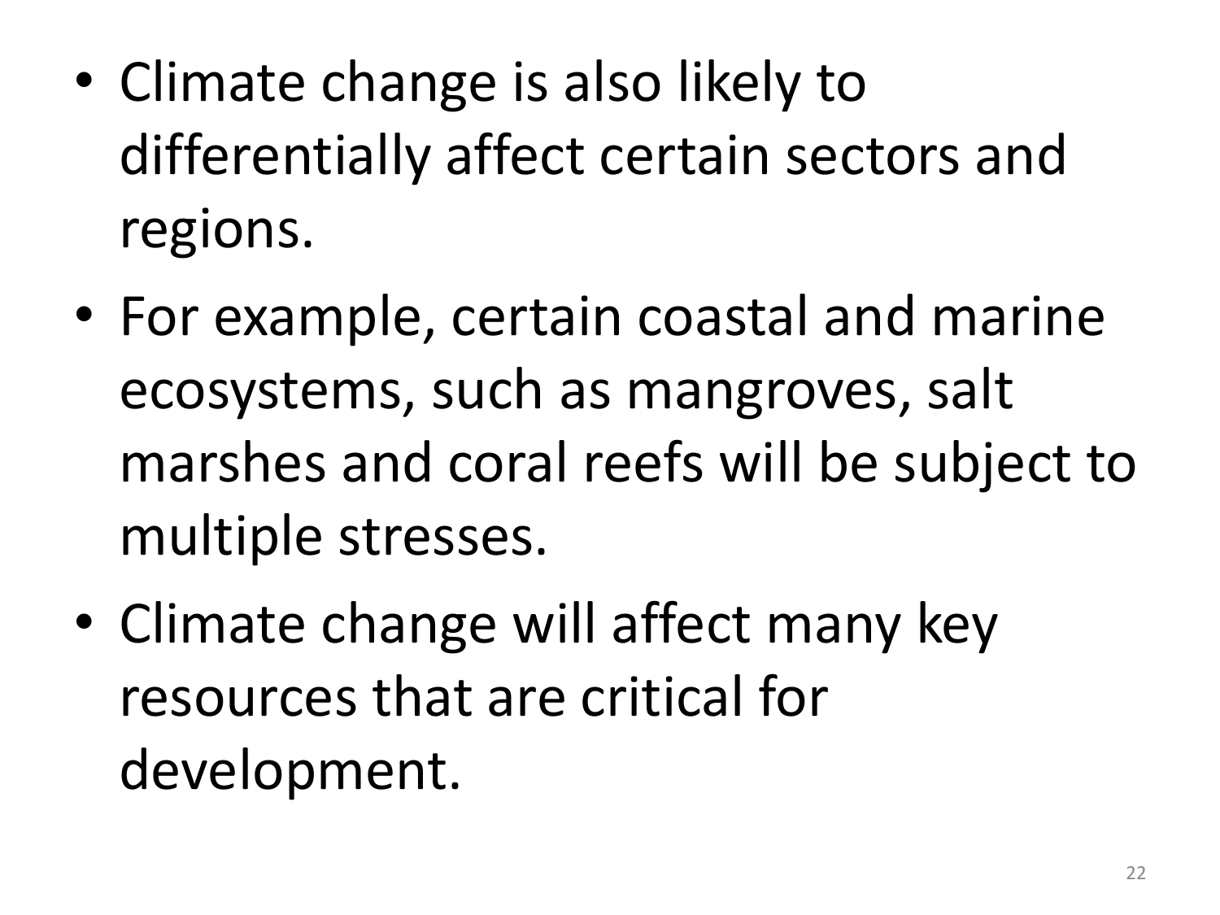- Climate change is also likely to differentially affect certain sectors and regions.
- For example, certain coastal and marine ecosystems, such as mangroves, salt marshes and coral reefs will be subject to multiple stresses.
- Climate change will affect many key resources that are critical for development.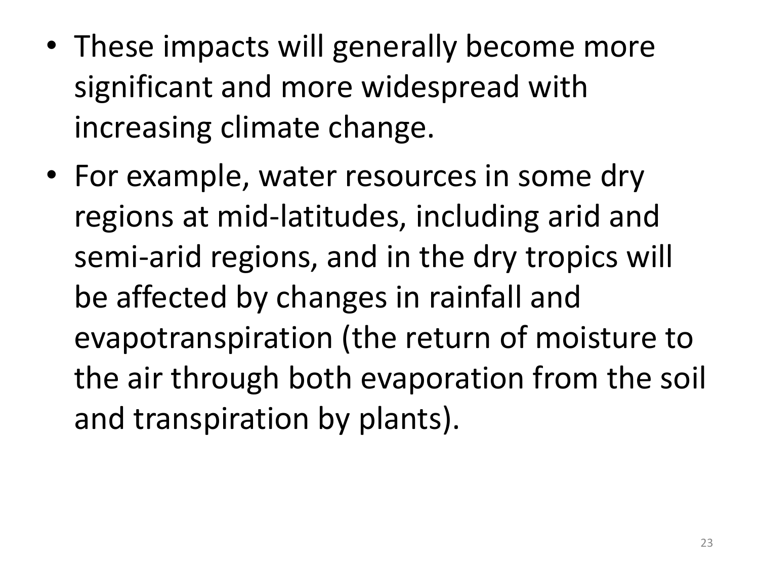- These impacts will generally become more significant and more widespread with increasing climate change.
- For example, water resources in some dry regions at mid-latitudes, including arid and semi-arid regions, and in the dry tropics will be affected by changes in rainfall and evapotranspiration (the return of moisture to the air through both evaporation from the soil and transpiration by plants).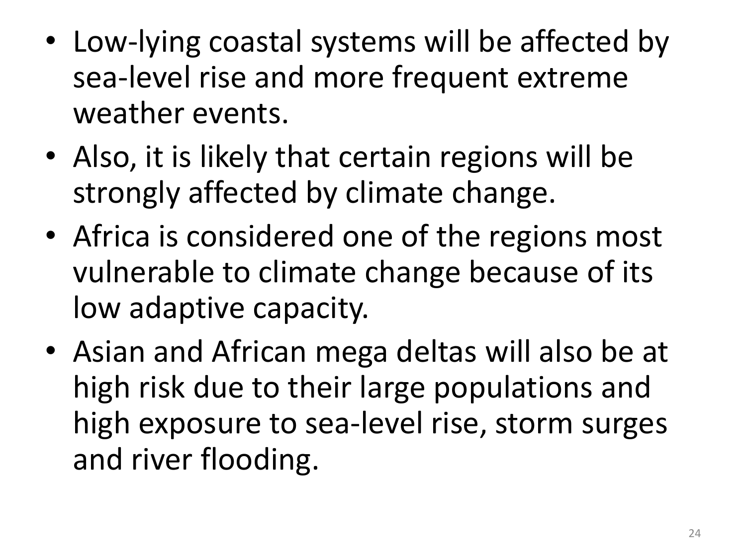- Low-lying coastal systems will be affected by sea-level rise and more frequent extreme weather events.
- Also, it is likely that certain regions will be strongly affected by climate change.
- Africa is considered one of the regions most vulnerable to climate change because of its low adaptive capacity.
- Asian and African mega deltas will also be at high risk due to their large populations and high exposure to sea-level rise, storm surges and river flooding.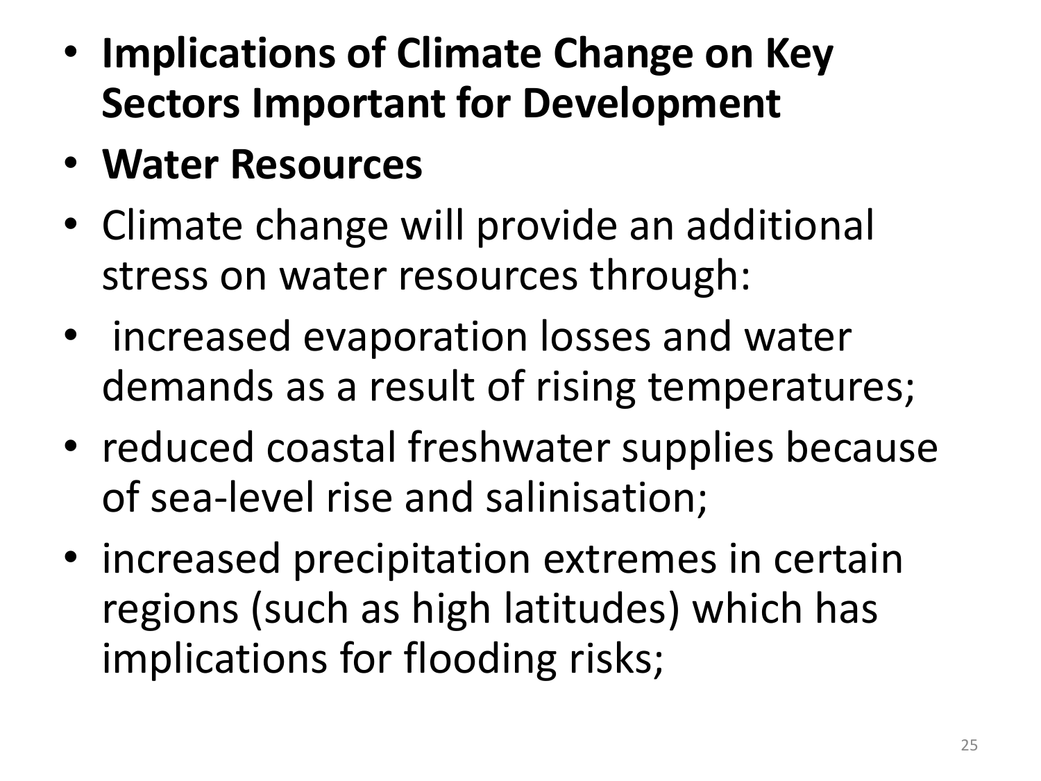- **Implications of Climate Change on Key Sectors Important for Development**
- **Water Resources**
- Climate change will provide an additional stress on water resources through:
- increased evaporation losses and water demands as a result of rising temperatures;
- reduced coastal freshwater supplies because of sea-level rise and salinisation;
- increased precipitation extremes in certain regions (such as high latitudes) which has implications for flooding risks;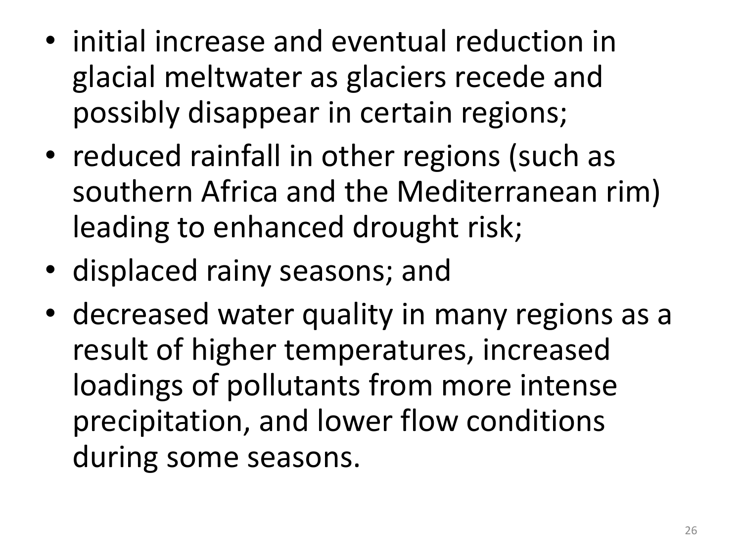- initial increase and eventual reduction in glacial meltwater as glaciers recede and possibly disappear in certain regions;
- reduced rainfall in other regions (such as southern Africa and the Mediterranean rim) leading to enhanced drought risk;
- displaced rainy seasons; and
- decreased water quality in many regions as a result of higher temperatures, increased loadings of pollutants from more intense precipitation, and lower flow conditions during some seasons.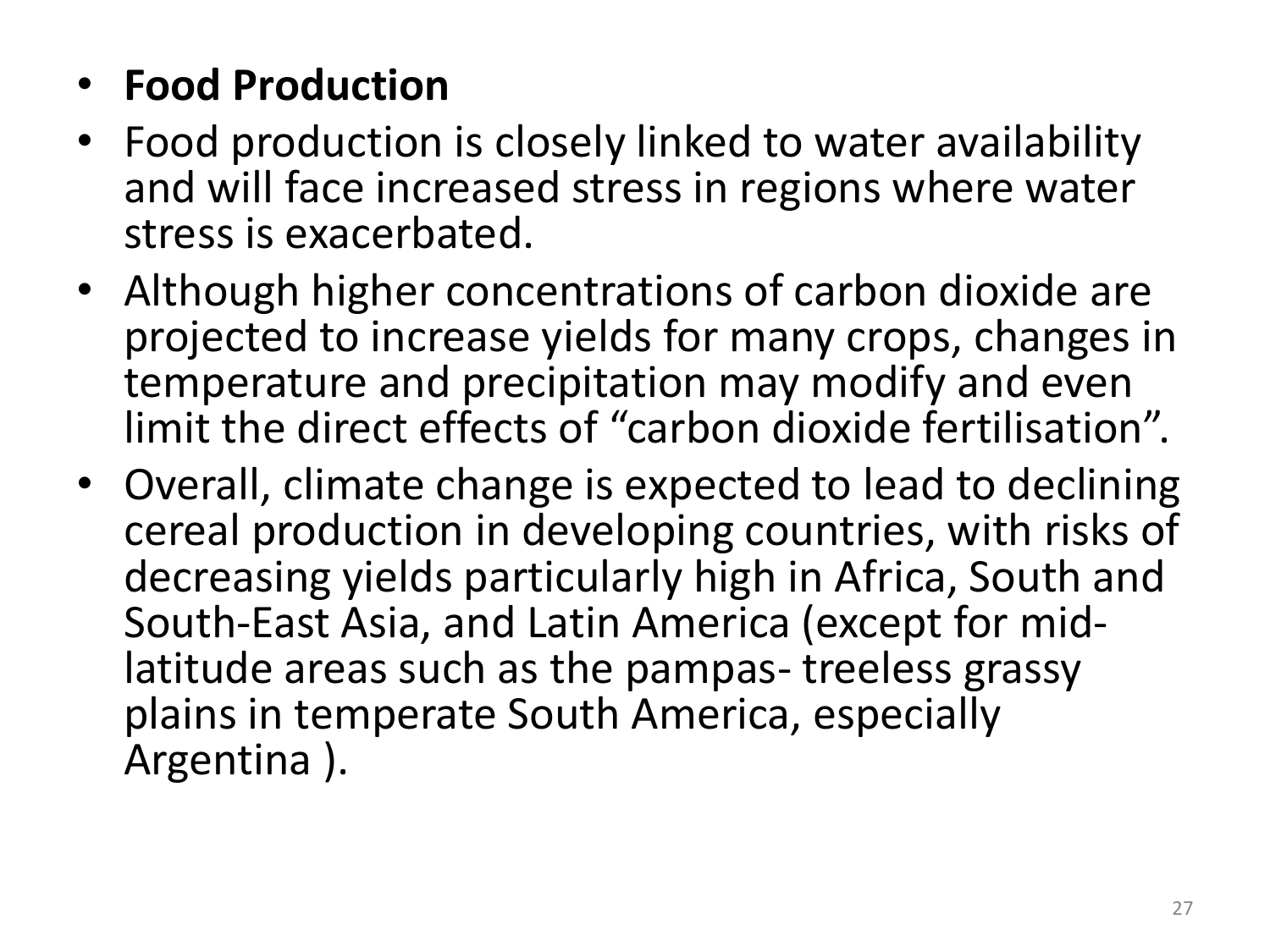- **Food Production**
- Food production is closely linked to water availability and will face increased stress in regions where water stress is exacerbated.
- Although higher concentrations of carbon dioxide are projected to increase yields for many crops, changes in temperature and precipitation may modify and even limit the direct effects of “carbon dioxide fertilisation”.
- Overall, climate change is expected to lead to declining cereal production in developing countries, with risks of decreasing yields particularly high in Africa, South and South-East Asia, and Latin America (except for mid-latitude areas such as the pampas- treeless grassy plains in temperate South America, especially Argentina ).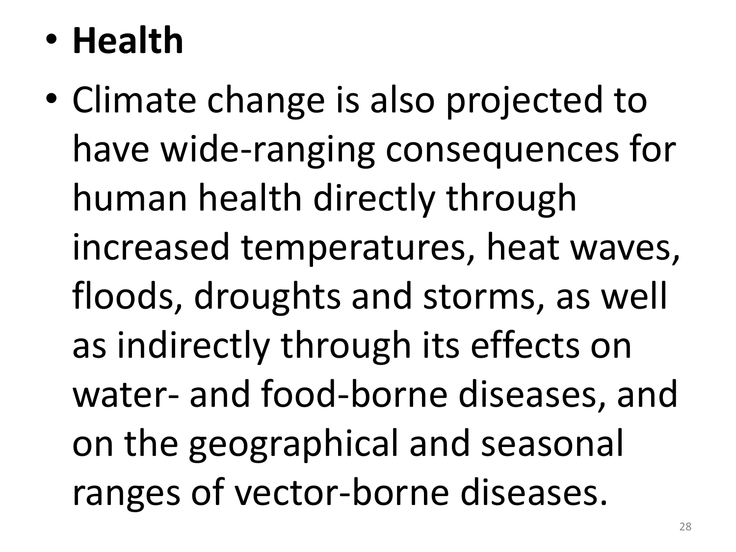- **Health**
- Climate change is also projected to have wide-ranging consequences for human health directly through increased temperatures, heat waves, floods, droughts and storms, as well as indirectly through its effects on water- and food-borne diseases, and on the geographical and seasonal ranges of vector-borne diseases.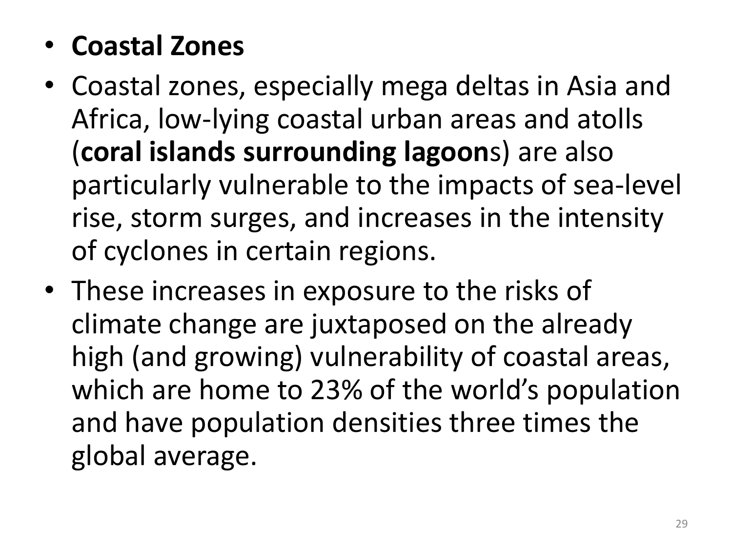- **Coastal Zones**
- Coastal zones, especially mega deltas in Asia and Africa, low-lying coastal urban areas and atolls (**coral islands surrounding lagoon**s) are also particularly vulnerable to the impacts of sea-level rise, storm surges, and increases in the intensity of cyclones in certain regions.
- These increases in exposure to the risks of climate change are juxtaposed on the already high (and growing) vulnerability of coastal areas, which are home to 23% of the world's population and have population densities three times the global average.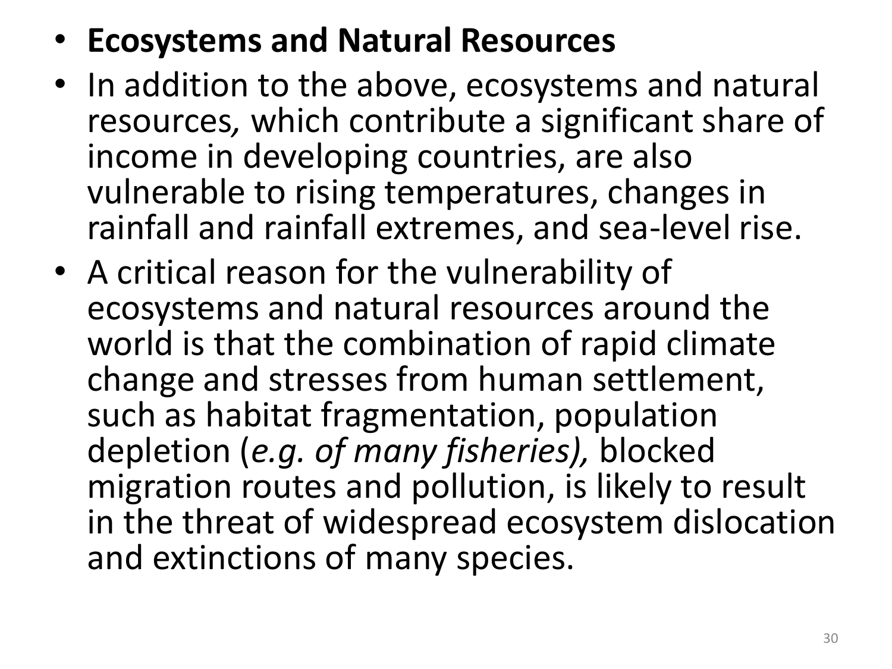- **Ecosystems and Natural Resources**
- In addition to the above, ecosystems and natural resources, which contribute a significant share of income in developing countries, are also vulnerable to rising temperatures, changes in rainfall and rainfall extremes, and sea-level rise.
- A critical reason for the vulnerability of ecosystems and natural resources around the world is that the combination of rapid climate change and stresses from human settlement, such as habitat fragmentation, population depletion (*e.g. of many fisheries),* blocked migration routes and pollution, is likely to result in the threat of widespread ecosystem dislocation and extinctions of many species.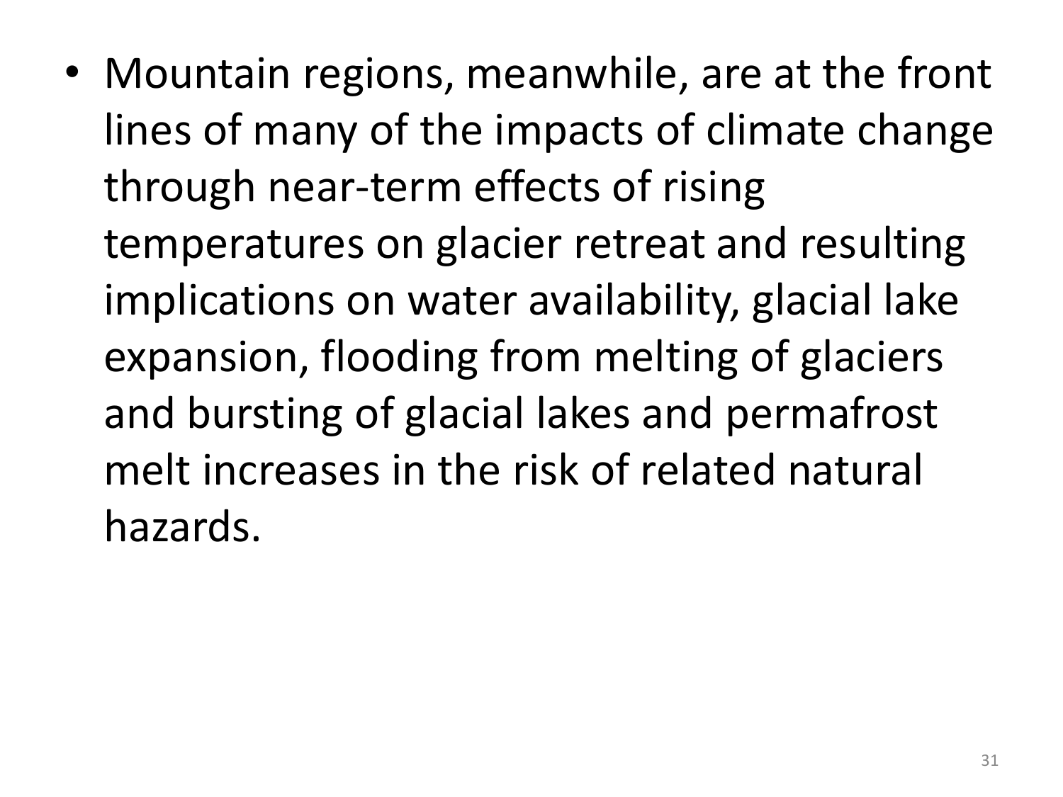- Mountain regions, meanwhile, are at the front lines of many of the impacts of climate change through near-term effects of rising temperatures on glacier retreat and resulting implications on water availability, glacial lake expansion, flooding from melting of glaciers and bursting of glacial lakes and permafrost melt increases in the risk of related natural hazards.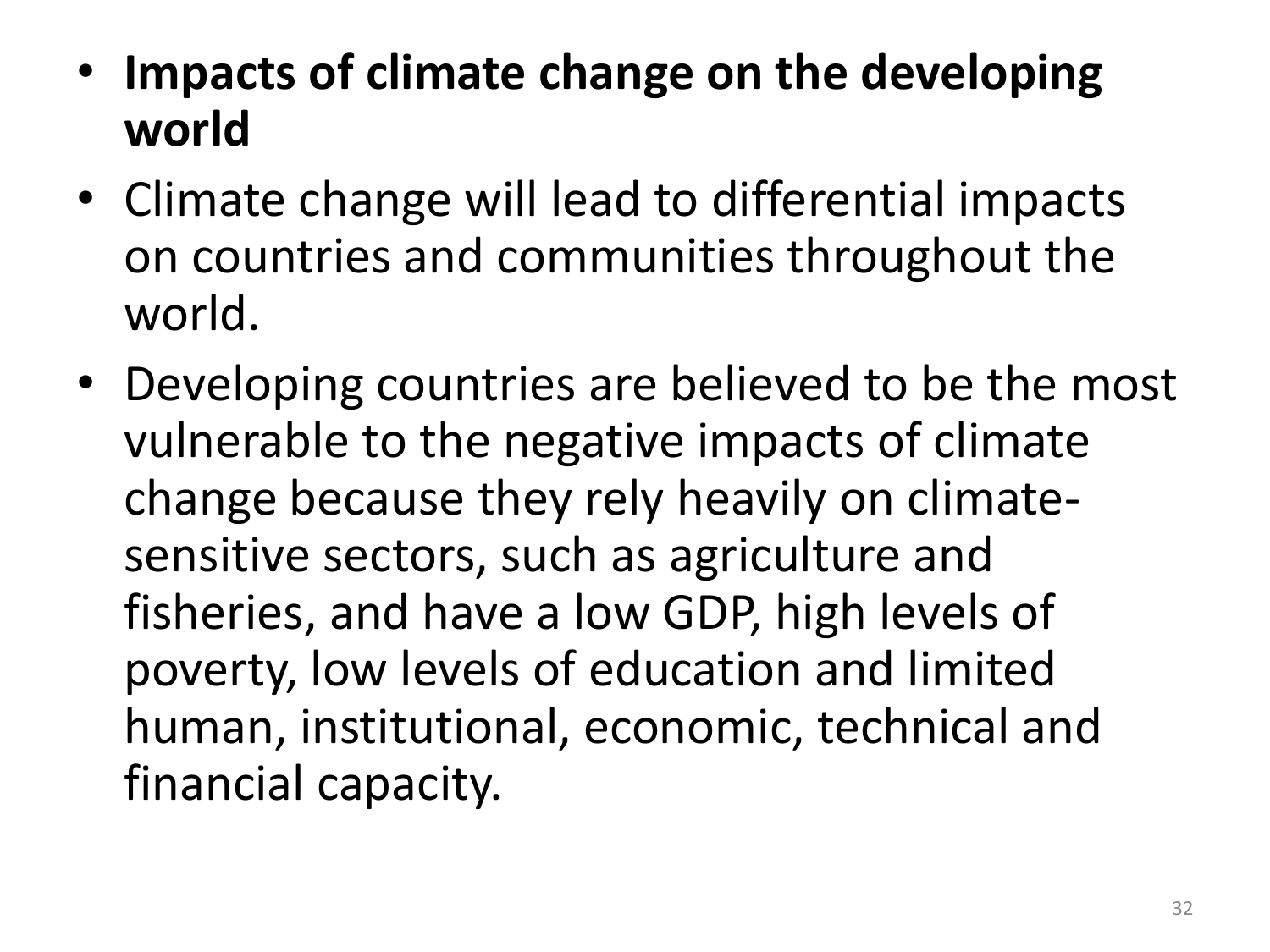- **Impacts of climate change on the developing world**
- Climate change will lead to differential impacts on countries and communities throughout the world.
- Developing countries are believed to be the most vulnerable to the negative impacts of climate change because they rely heavily on climate-sensitive sectors, such as agriculture and fisheries, and have a low GDP, high levels of poverty, low levels of education and limited human, institutional, economic, technical and financial capacity.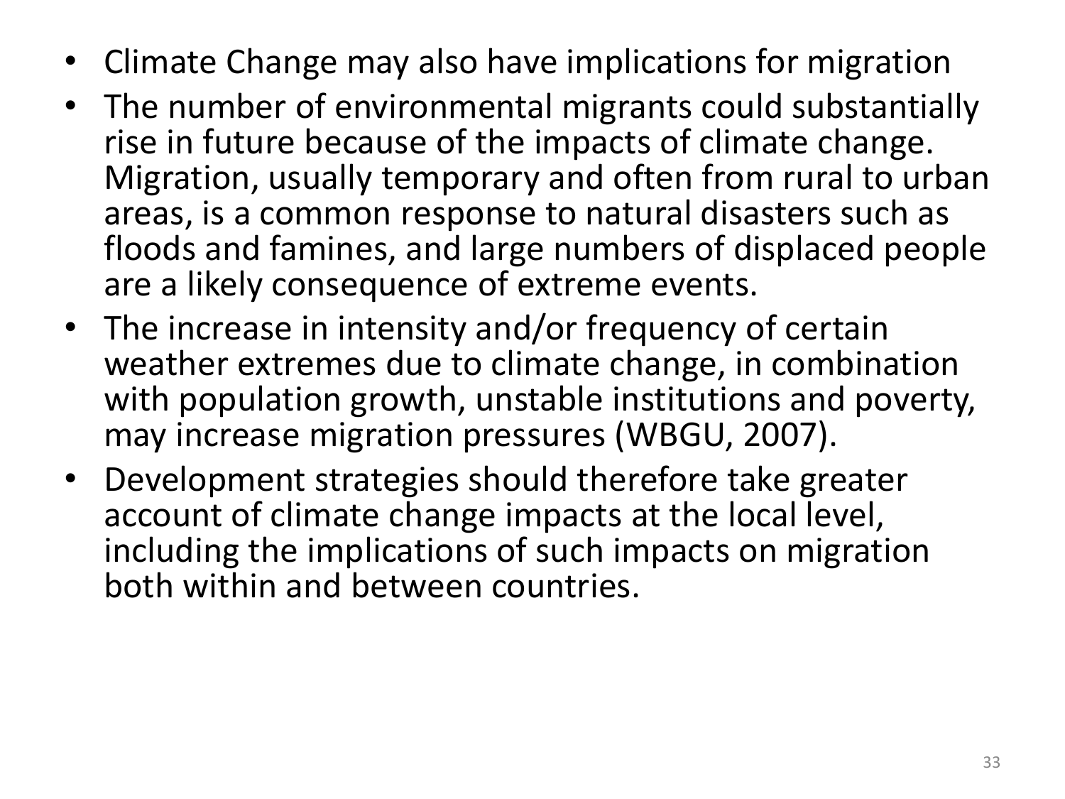- Climate Change may also have implications for migration
- The number of environmental migrants could substantially rise in future because of the impacts of climate change. Migration, usually temporary and often from rural to urban areas, is a common response to natural disasters such as floods and famines, and large numbers of displaced people are a likely consequence of extreme events.
- The increase in intensity and/or frequency of certain weather extremes due to climate change, in combination with population growth, unstable institutions and poverty, may increase migration pressures (WBGU, 2007).
- Development strategies should therefore take greater account of climate change impacts at the local level, including the implications of such impacts on migration both within and between countries.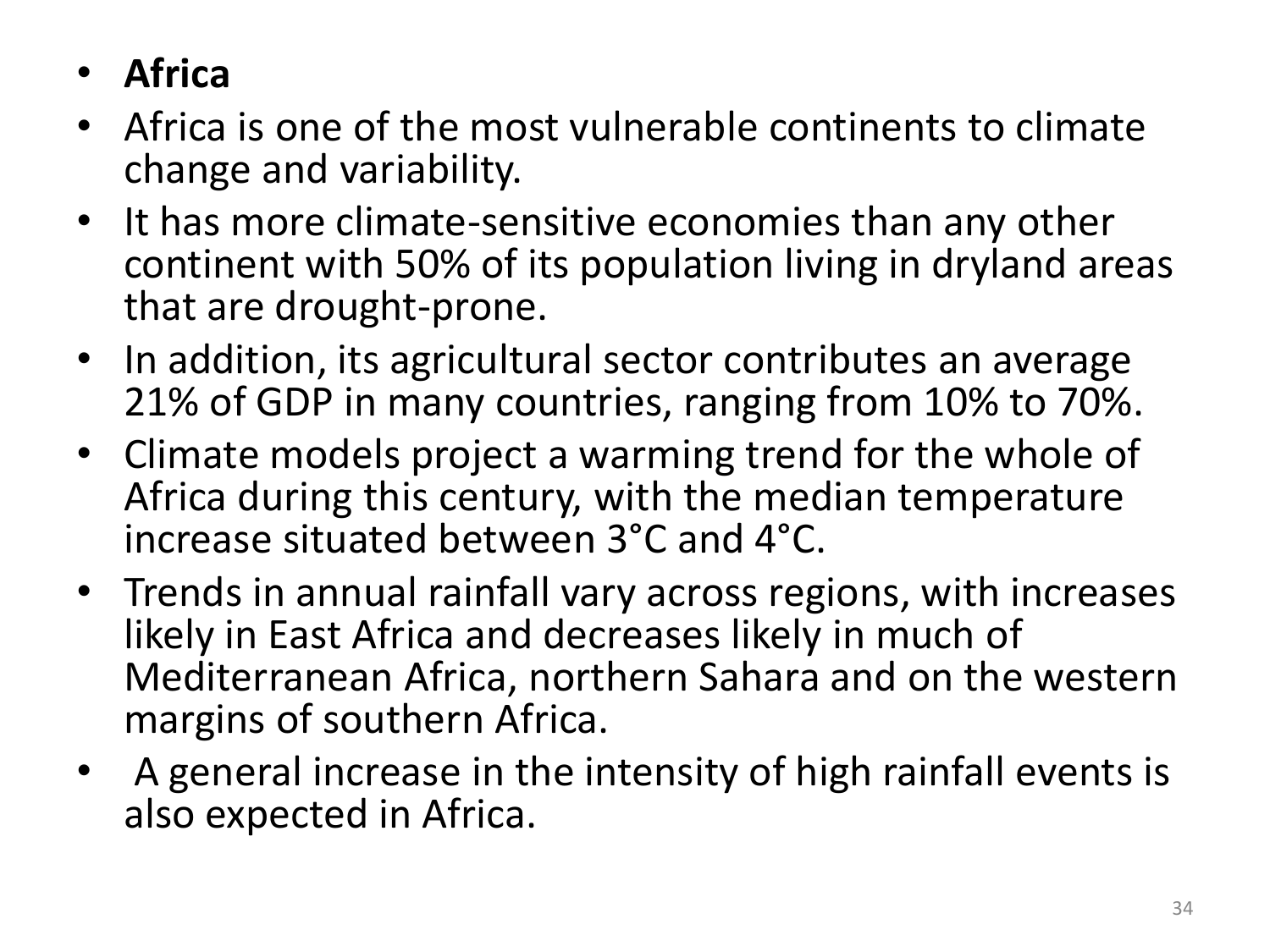- **Africa**
- Africa is one of the most vulnerable continents to climate change and variability.
- It has more climate-sensitive economies than any other continent with 50% of its population living in dryland areas that are drought-prone.
- In addition, its agricultural sector contributes an average 21% of GDP in many countries, ranging from 10% to 70%.
- Climate models project a warming trend for the whole of Africa during this century, with the median temperature increase situated between 3°C and 4°C.
- Trends in annual rainfall vary across regions, with increases likely in East Africa and decreases likely in much of Mediterranean Africa, northern Sahara and on the western margins of southern Africa.
- A general increase in the intensity of high rainfall events is also expected in Africa.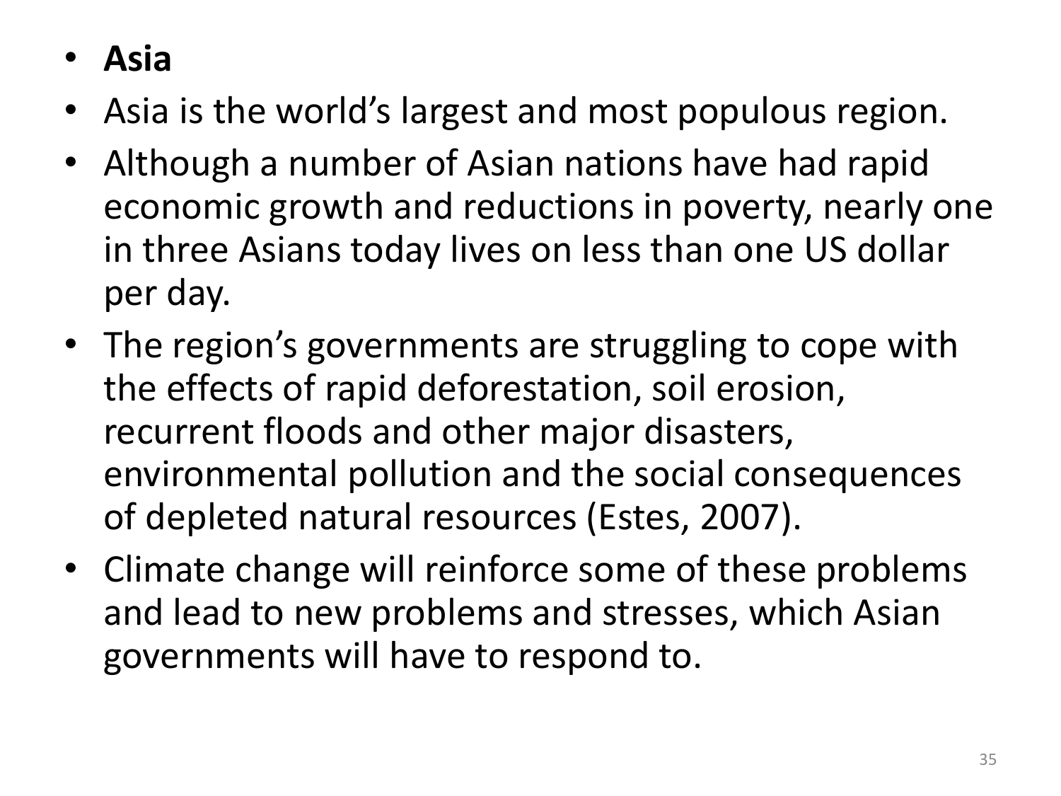- **Asia**
- Asia is the world's largest and most populous region.
- Although a number of Asian nations have had rapid economic growth and reductions in poverty, nearly one in three Asians today lives on less than one US dollar per day.
- The region's governments are struggling to cope with the effects of rapid deforestation, soil erosion, recurrent floods and other major disasters, environmental pollution and the social consequences of depleted natural resources (Estes, 2007).
- Climate change will reinforce some of these problems and lead to new problems and stresses, which Asian governments will have to respond to.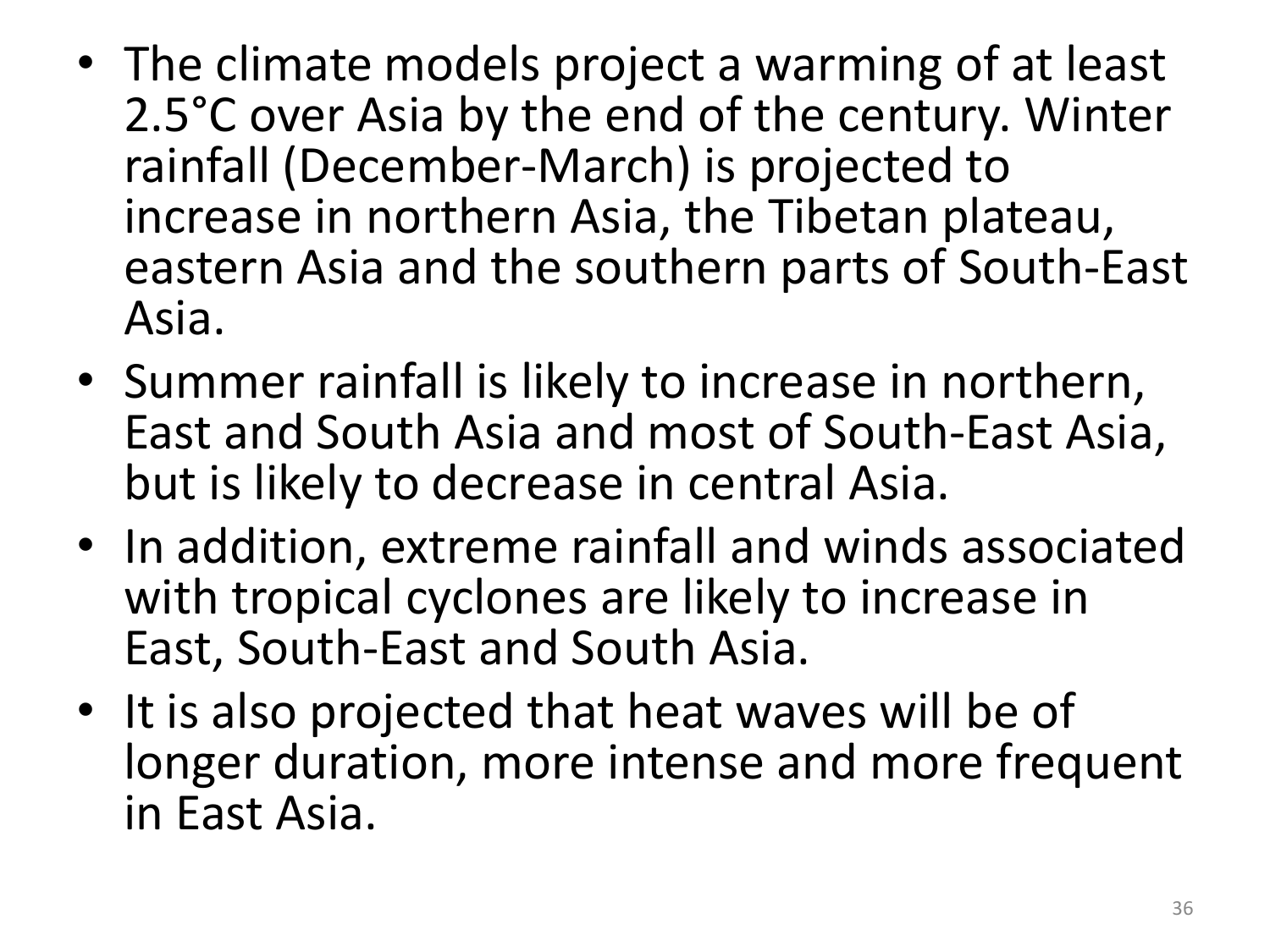- The climate models project a warming of at least 2.5°C over Asia by the end of the century. Winter rainfall (December-March) is projected to increase in northern Asia, the Tibetan plateau, eastern Asia and the southern parts of South-East Asia.
- Summer rainfall is likely to increase in northern, East and South Asia and most of South-East Asia, but is likely to decrease in central Asia.
- In addition, extreme rainfall and winds associated with tropical cyclones are likely to increase in East, South-East and South Asia.
- It is also projected that heat waves will be of longer duration, more intense and more frequent in East Asia.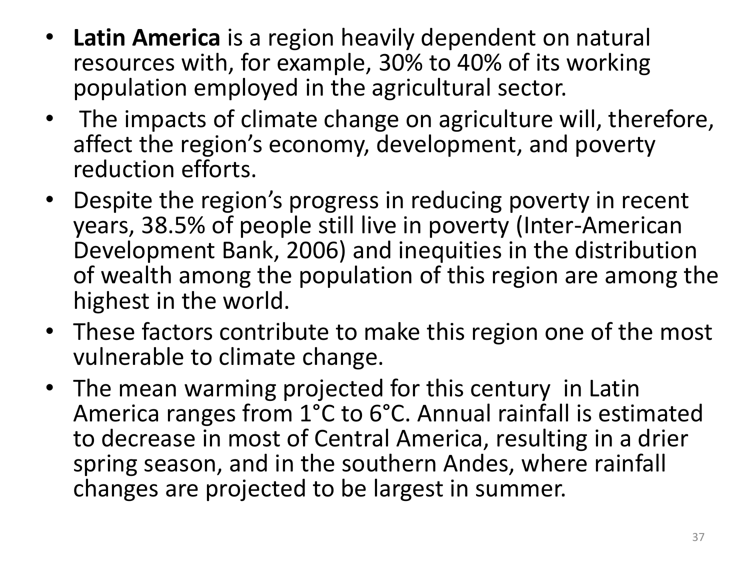- **Latin America** is a region heavily dependent on natural resources with, for example, 30% to 40% of its working population employed in the agricultural sector.
- The impacts of climate change on agriculture will, therefore, affect the region's economy, development, and poverty reduction efforts.
- Despite the region's progress in reducing poverty in recent years, 38.5% of people still live in poverty (Inter-American Development Bank, 2006) and inequities in the distribution of wealth among the population of this region are among the highest in the world.
- These factors contribute to make this region one of the most vulnerable to climate change.
- The mean warming projected for this century in Latin America ranges from 1°C to 6°C. Annual rainfall is estimated to decrease in most of Central America, resulting in a drier spring season, and in the southern Andes, where rainfall changes are projected to be largest in summer.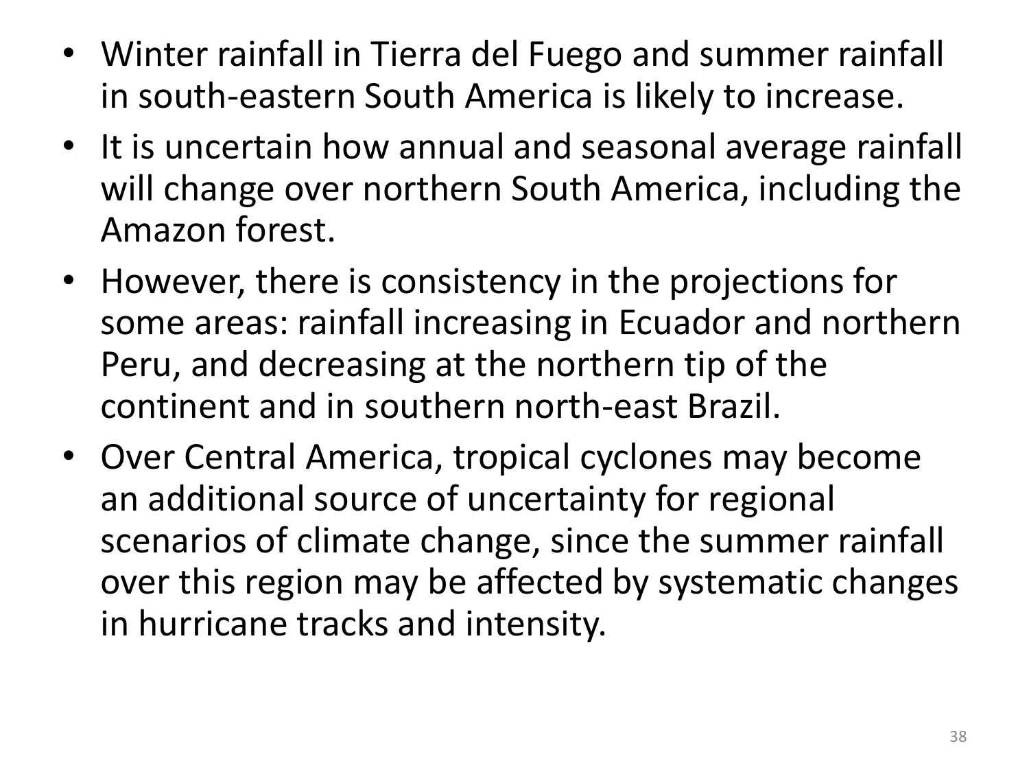- Winter rainfall in Tierra del Fuego and summer rainfall in south-eastern South America is likely to increase.
- It is uncertain how annual and seasonal average rainfall will change over northern South America, including the Amazon forest.
- However, there is consistency in the projections for some areas: rainfall increasing in Ecuador and northern Peru, and decreasing at the northern tip of the continent and in southern north-east Brazil.
- Over Central America, tropical cyclones may become an additional source of uncertainty for regional scenarios of climate change, since the summer rainfall over this region may be affected by systematic changes in hurricane tracks and intensity.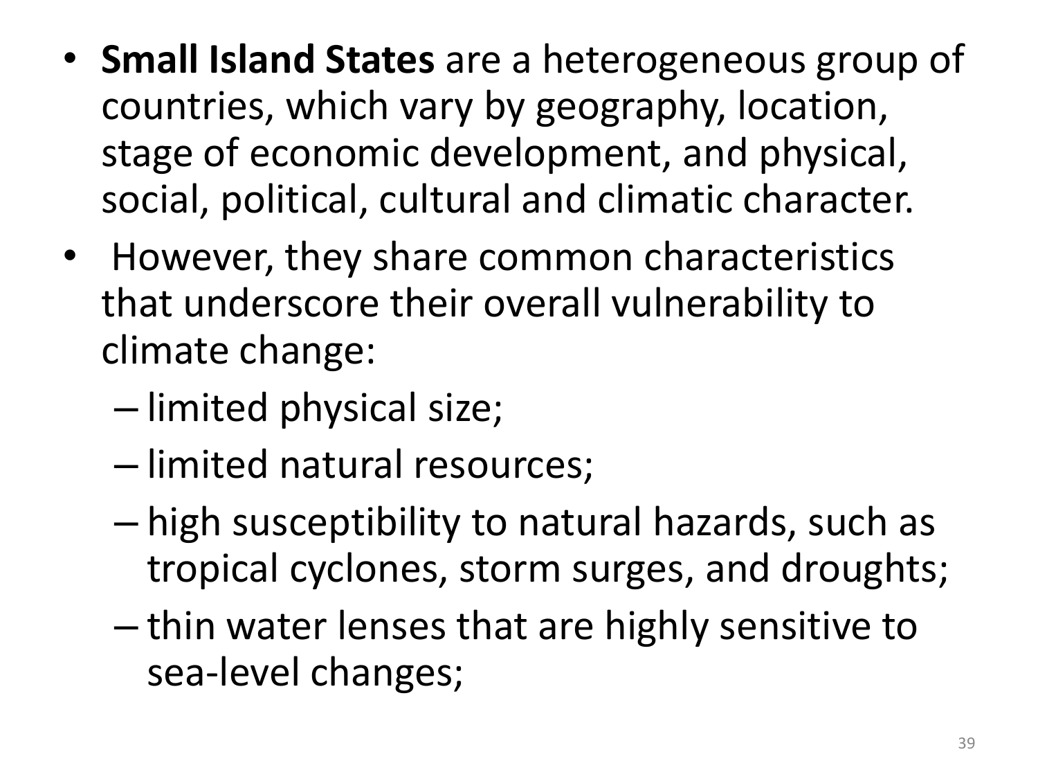- **Small Island States** are a heterogeneous group of countries, which vary by geography, location, stage of economic development, and physical, social, political, cultural and climatic character.
- However, they share common characteristics that underscore their overall vulnerability to climate change:
  - limited physical size;
  - limited natural resources;
  - high susceptibility to natural hazards, such as tropical cyclones, storm surges, and droughts;
  - thin water lenses that are highly sensitive to sea-level changes;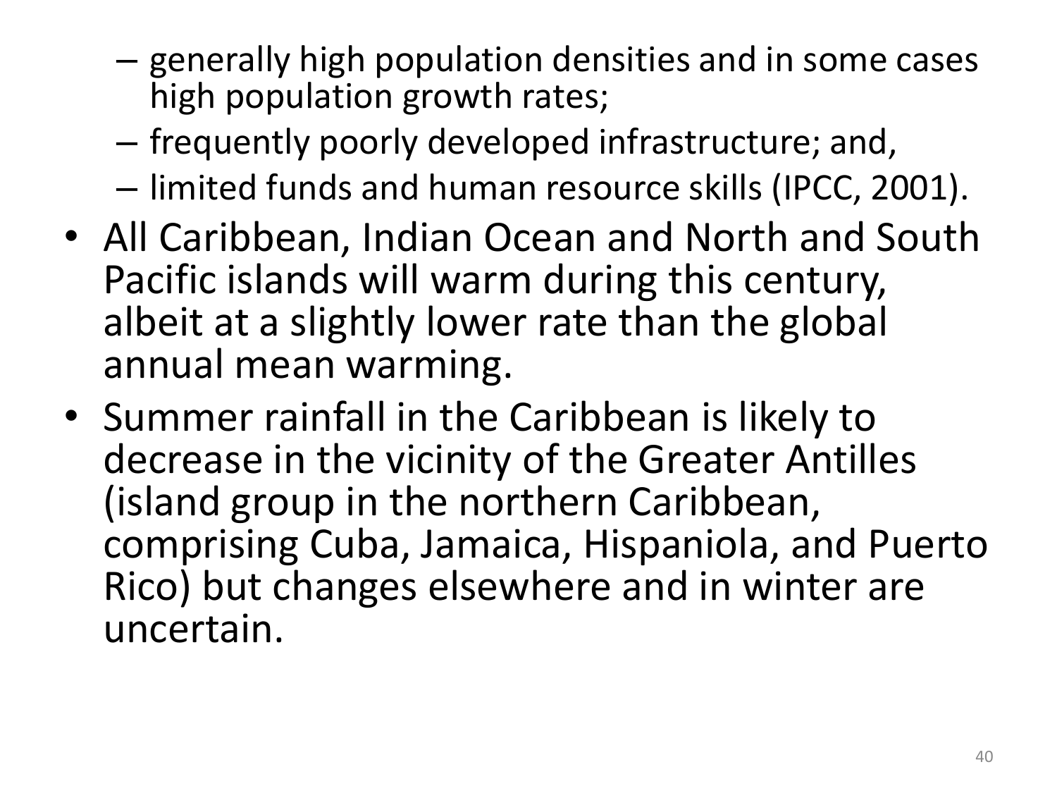- generally high population densities and in some cases high population growth rates;
  - frequently poorly developed infrastructure; and,
  - limited funds and human resource skills (IPCC, 2001).
- All Caribbean, Indian Ocean and North and South Pacific islands will warm during this century, albeit at a slightly lower rate than the global annual mean warming.
- Summer rainfall in the Caribbean is likely to decrease in the vicinity of the Greater Antilles (island group in the northern Caribbean, comprising Cuba, Jamaica, Hispaniola, and Puerto Rico) but changes elsewhere and in winter are uncertain.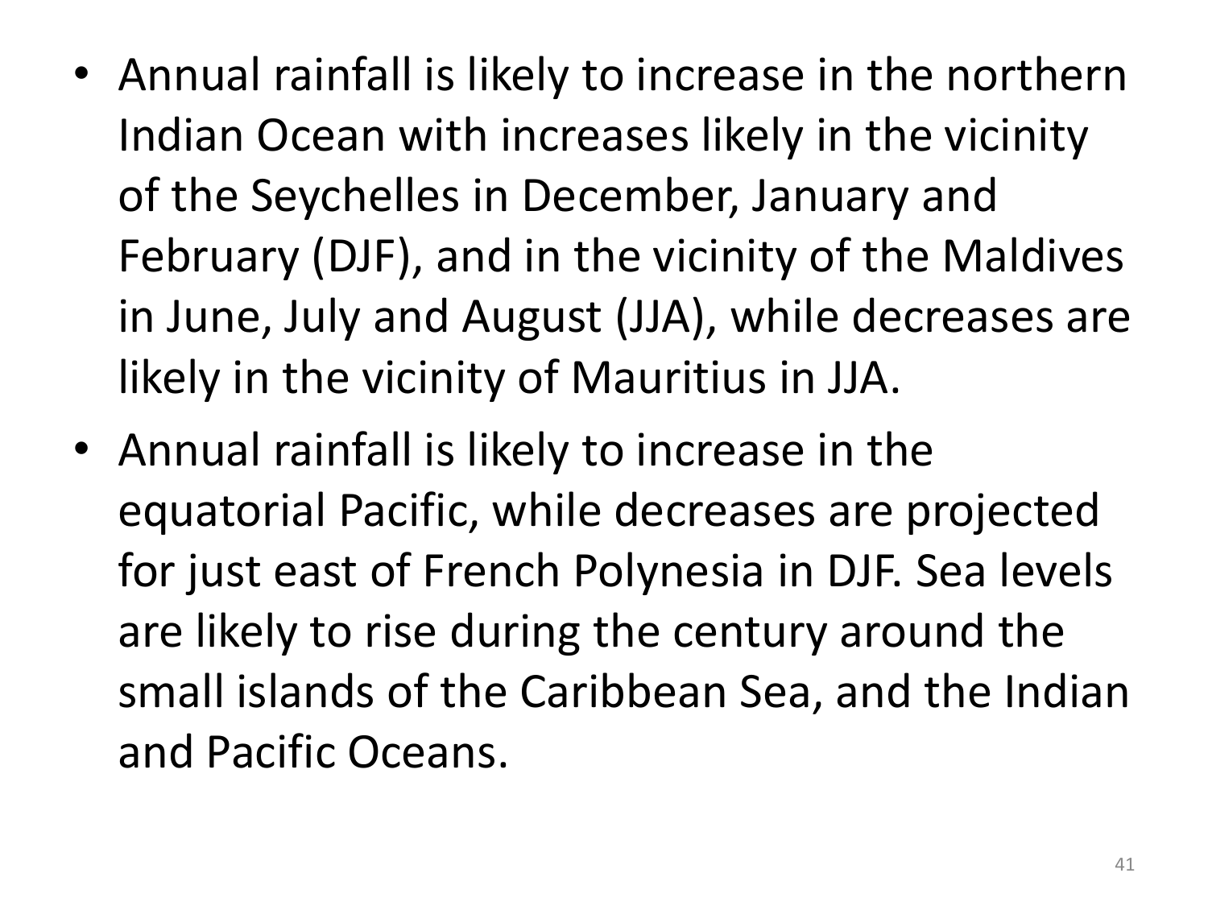- Annual rainfall is likely to increase in the northern Indian Ocean with increases likely in the vicinity of the Seychelles in December, January and February (DJF), and in the vicinity of the Maldives in June, July and August (JJA), while decreases are likely in the vicinity of Mauritius in JJA.
- Annual rainfall is likely to increase in the equatorial Pacific, while decreases are projected for just east of French Polynesia in DJF. Sea levels are likely to rise during the century around the small islands of the Caribbean Sea, and the Indian and Pacific Oceans.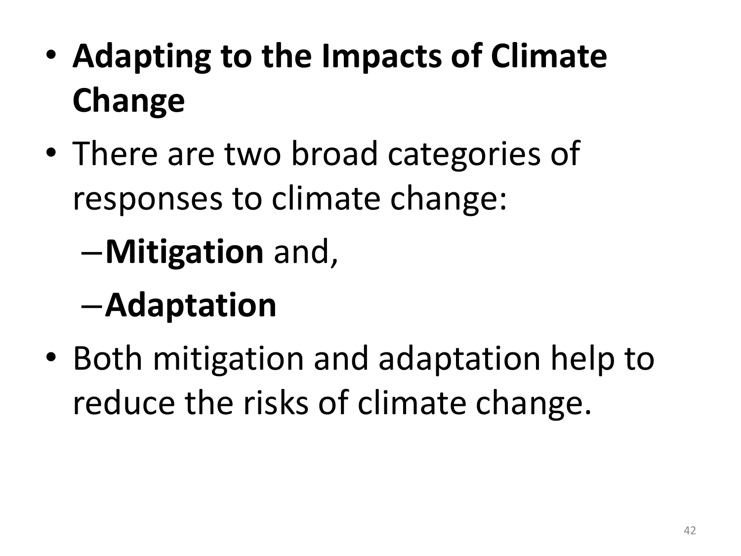- **Adapting to the Impacts of Climate Change**
- There are two broad categories of responses to climate change:
  - **Mitigation** and,
  - **Adaptation**
- Both mitigation and adaptation help to reduce the risks of climate change.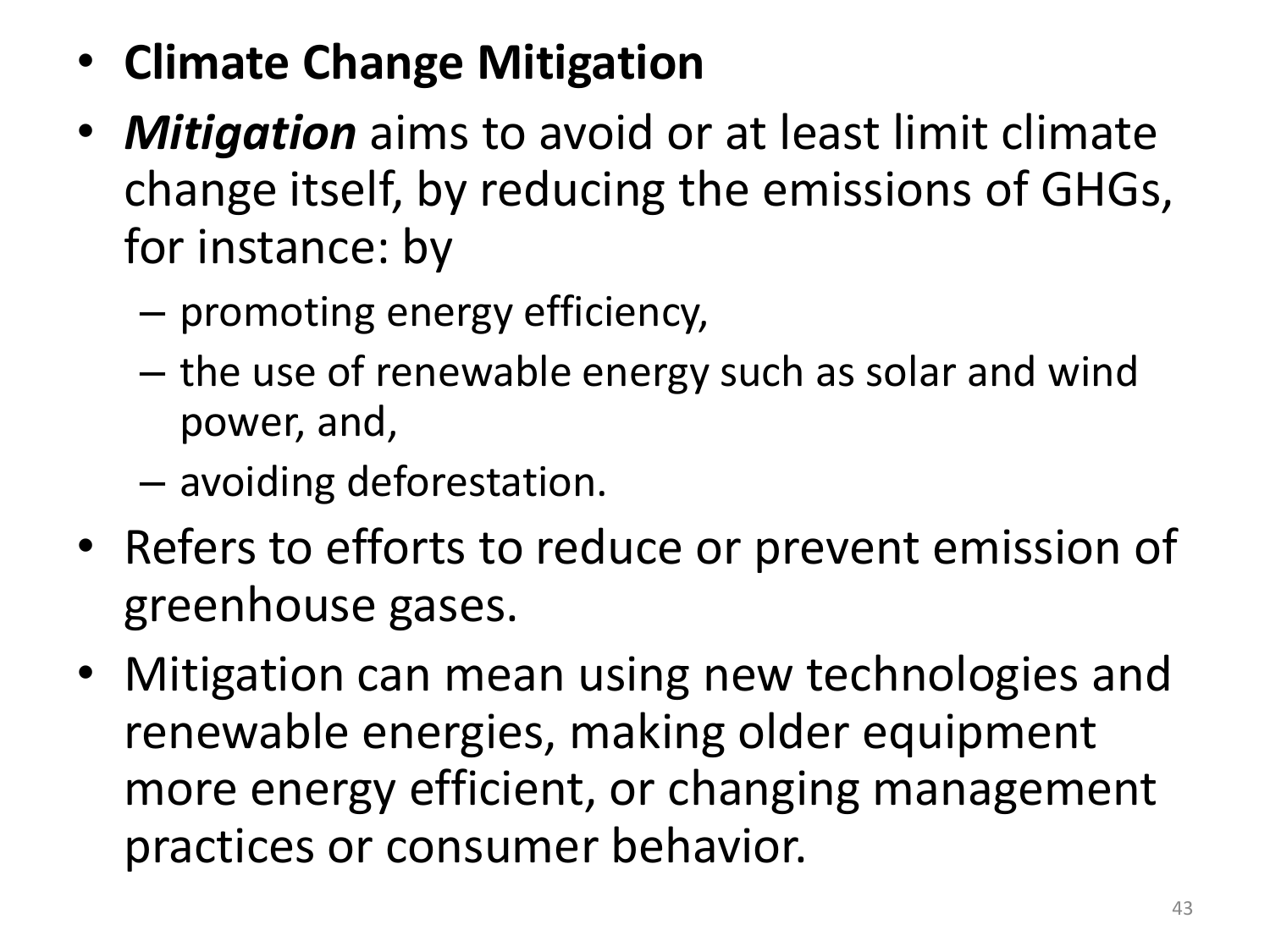- **Climate Change Mitigation**
- ***Mitigation*** aims to avoid or at least limit climate change itself, by reducing the emissions of GHGs, for instance: by
  - promoting energy efficiency,
  - the use of renewable energy such as solar and wind power, and,
  - avoiding deforestation.
- Refers to efforts to reduce or prevent emission of greenhouse gases.
- Mitigation can mean using new technologies and renewable energies, making older equipment more energy efficient, or changing management practices or consumer behavior.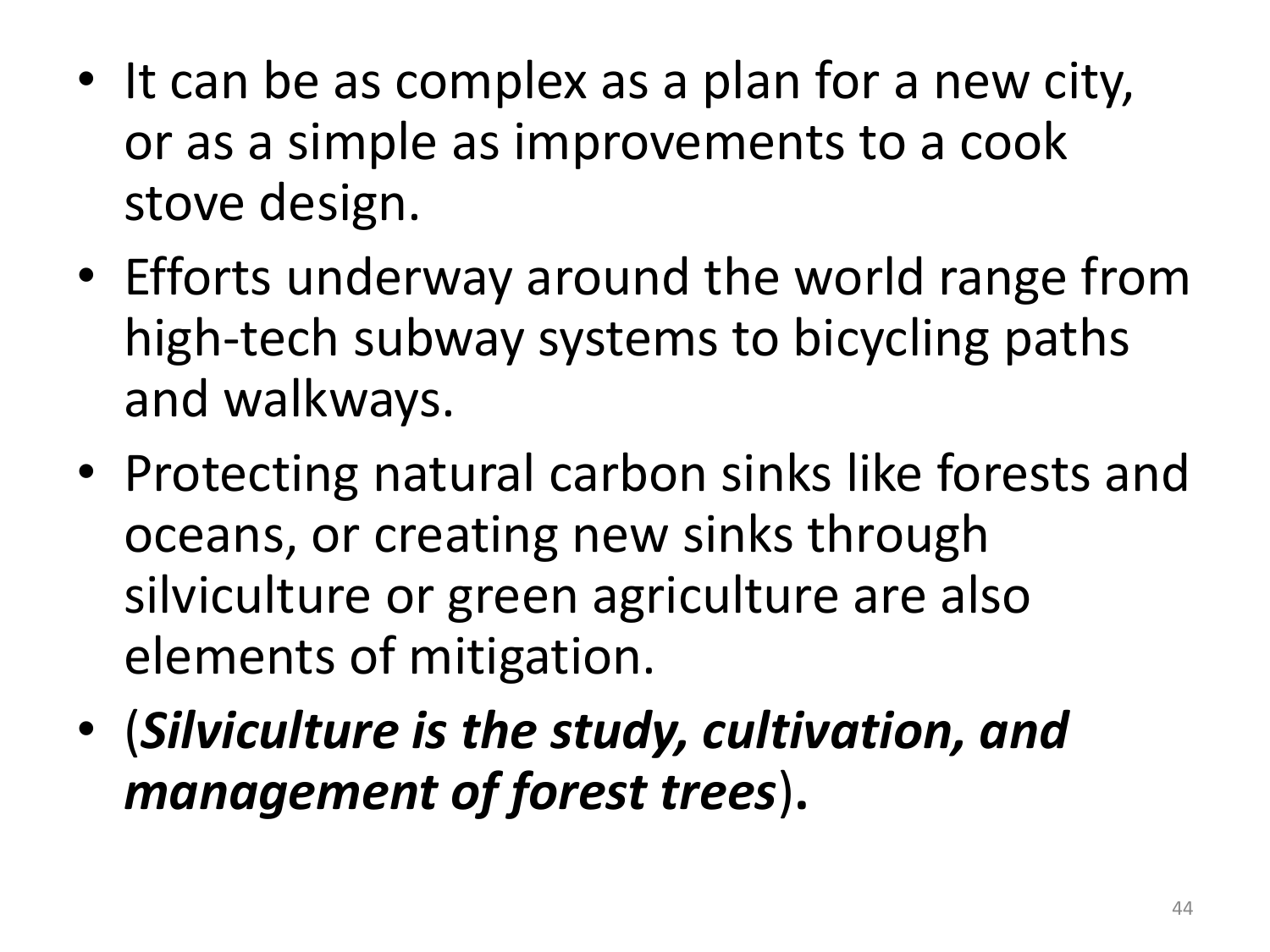- It can be as complex as a plan for a new city, or as a simple as improvements to a cook stove design.
- Efforts underway around the world range from high-tech subway systems to bicycling paths and walkways.
- Protecting natural carbon sinks like forests and oceans, or creating new sinks through silviculture or green agriculture are also elements of mitigation.
- (***Silviculture is the study, cultivation, and management of forest trees***)**.**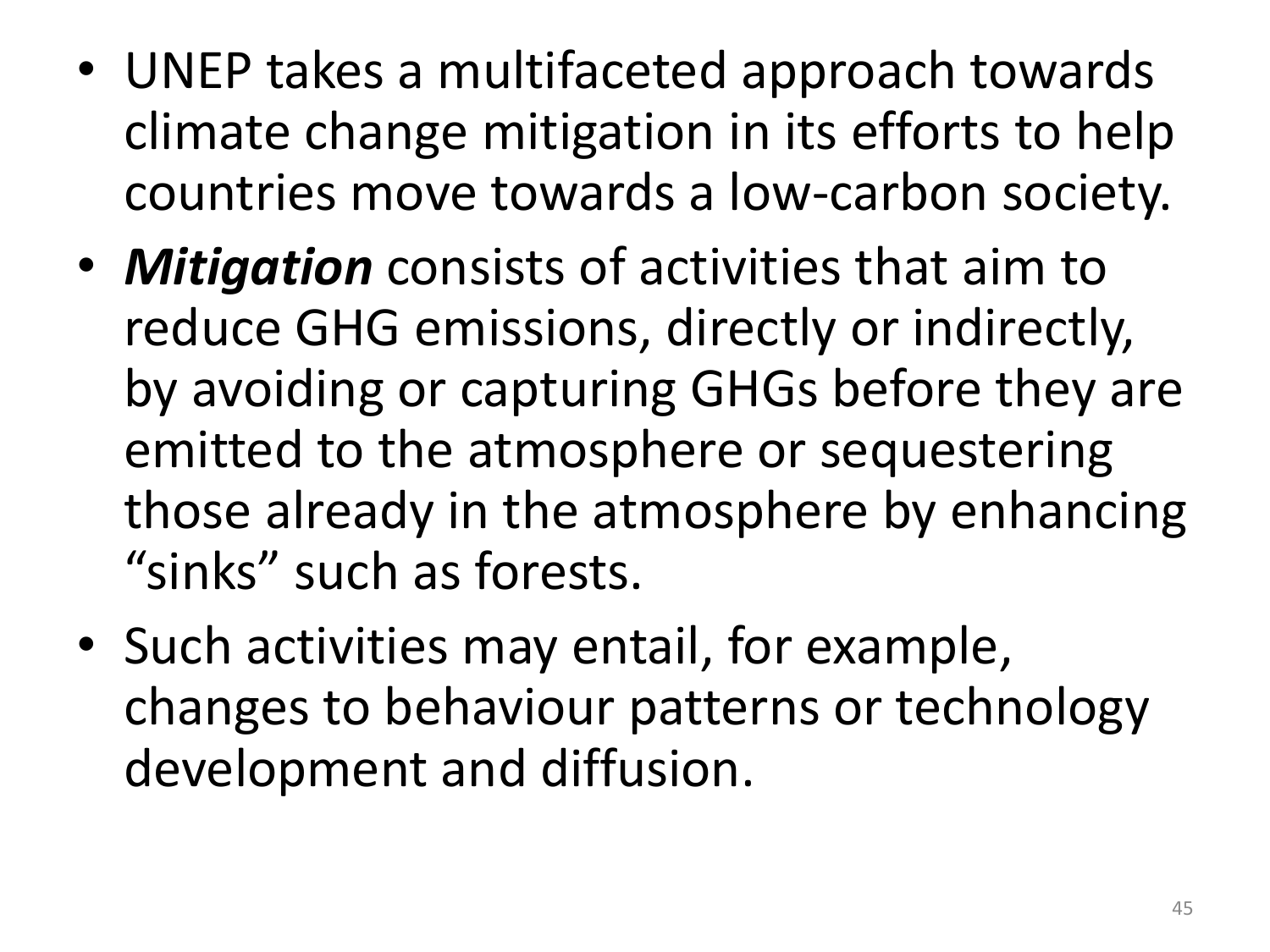- UNEP takes a multifaceted approach towards climate change mitigation in its efforts to help countries move towards a low-carbon society.
- ***Mitigation*** consists of activities that aim to reduce GHG emissions, directly or indirectly, by avoiding or capturing GHGs before they are emitted to the atmosphere or sequestering those already in the atmosphere by enhancing “sinks” such as forests.
- Such activities may entail, for example, changes to behaviour patterns or technology development and diffusion.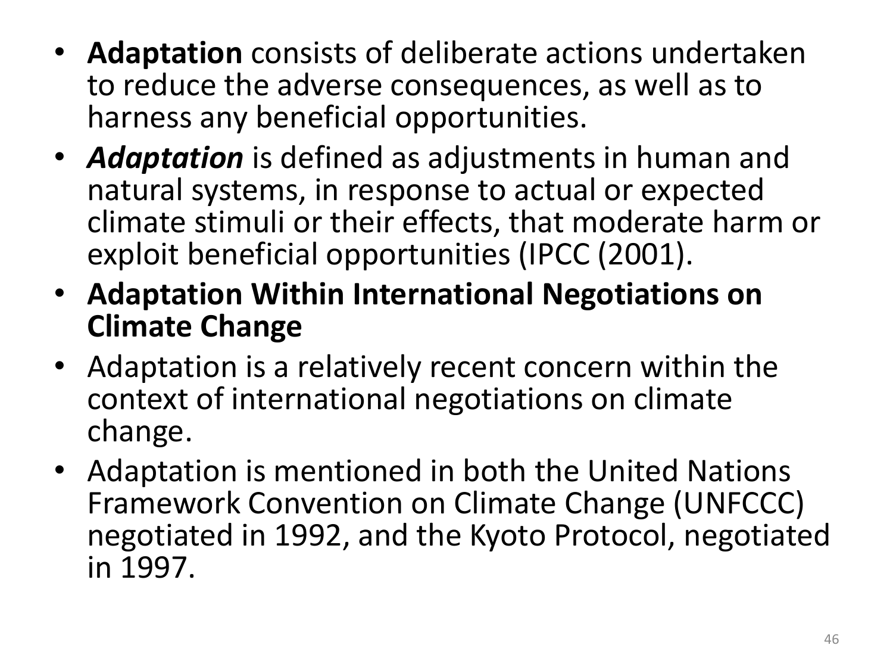- **Adaptation** consists of deliberate actions undertaken to reduce the adverse consequences, as well as to harness any beneficial opportunities.
- ***Adaptation*** is defined as adjustments in human and natural systems, in response to actual or expected climate stimuli or their effects, that moderate harm or exploit beneficial opportunities (IPCC (2001).
- **Adaptation Within International Negotiations on Climate Change**
- Adaptation is a relatively recent concern within the context of international negotiations on climate change.
- Adaptation is mentioned in both the United Nations Framework Convention on Climate Change (UNFCCC) negotiated in 1992, and the Kyoto Protocol, negotiated in 1997.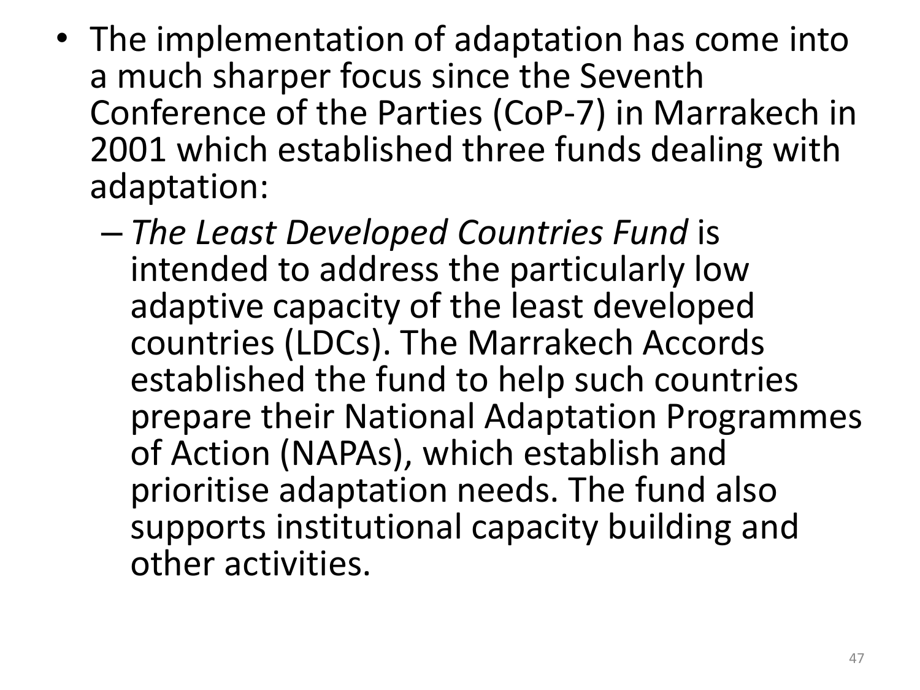- The implementation of adaptation has come into a much sharper focus since the Seventh Conference of the Parties (CoP-7) in Marrakech in 2001 which established three funds dealing with adaptation:
  - *The Least Developed Countries Fund* is intended to address the particularly low adaptive capacity of the least developed countries (LDCs). The Marrakech Accords established the fund to help such countries prepare their National Adaptation Programmes of Action (NAPAs), which establish and prioritise adaptation needs. The fund also supports institutional capacity building and other activities.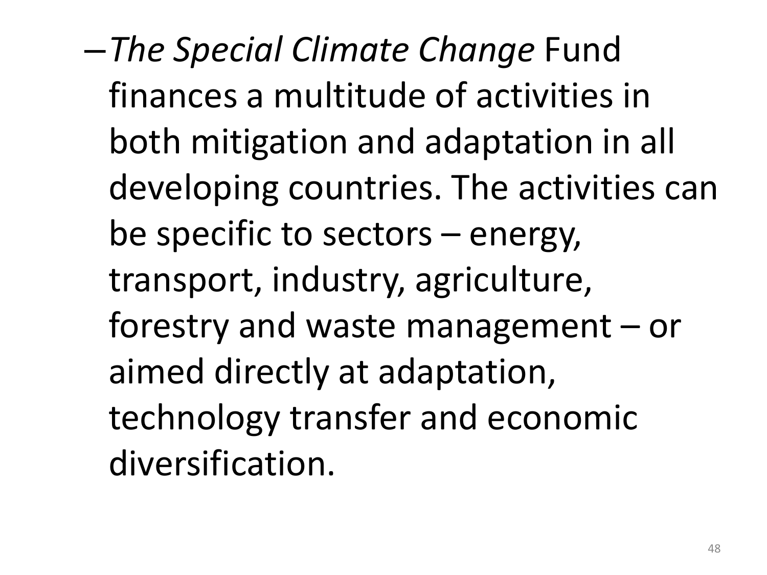- *The Special Climate Change* Fund finances a multitude of activities in both mitigation and adaptation in all developing countries. The activities can be specific to sectors – energy, transport, industry, agriculture, forestry and waste management – or aimed directly at adaptation, technology transfer and economic diversification.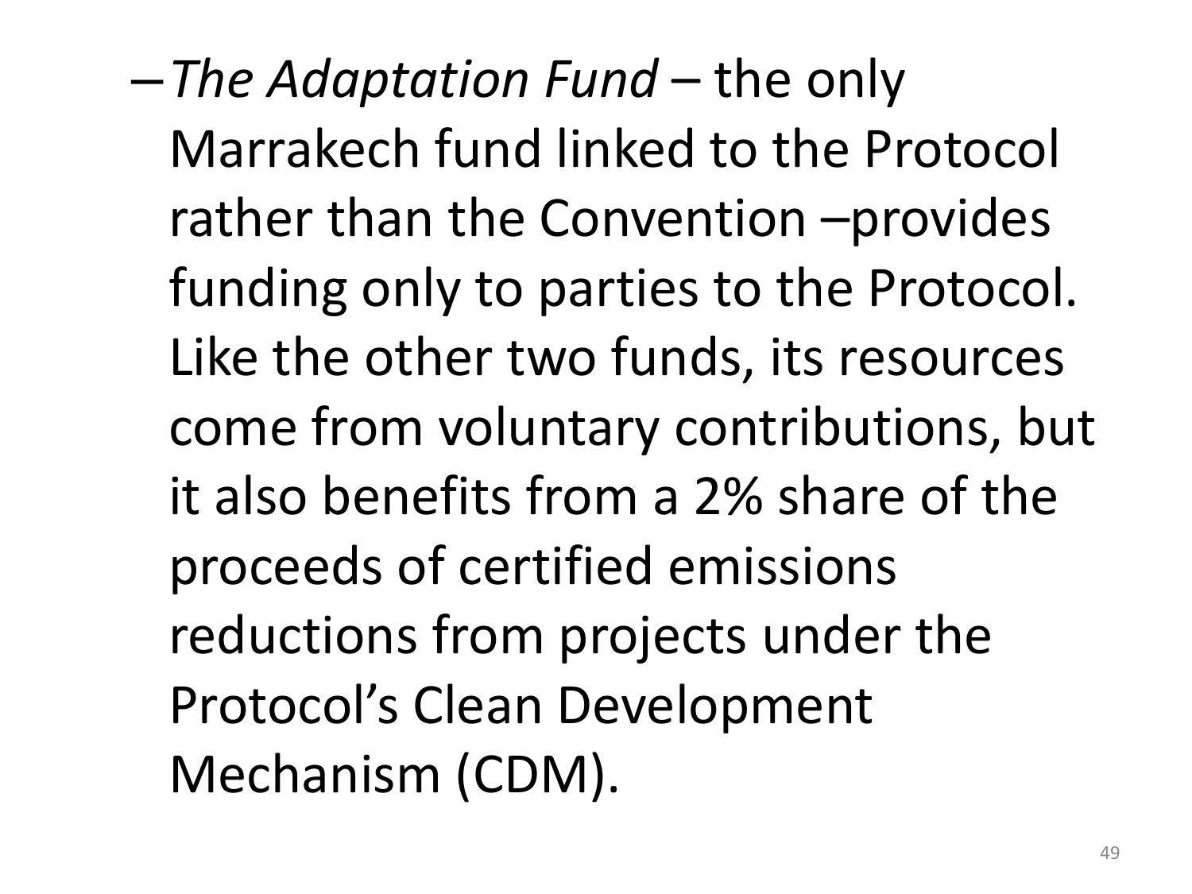- *The Adaptation Fund* – the only Marrakech fund linked to the Protocol rather than the Convention –provides funding only to parties to the Protocol. Like the other two funds, its resources come from voluntary contributions, but it also benefits from a 2% share of the proceeds of certified emissions reductions from projects under the Protocol's Clean Development Mechanism (CDM).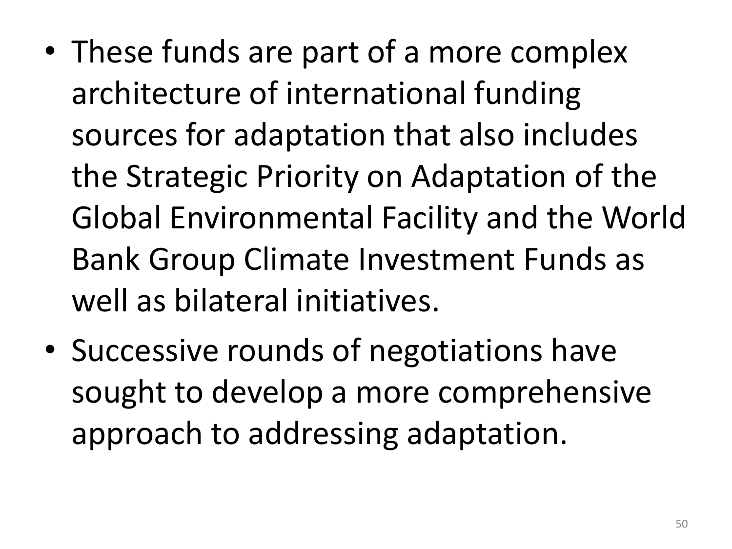- These funds are part of a more complex architecture of international funding sources for adaptation that also includes the Strategic Priority on Adaptation of the Global Environmental Facility and the World Bank Group Climate Investment Funds as well as bilateral initiatives.
- Successive rounds of negotiations have sought to develop a more comprehensive approach to addressing adaptation.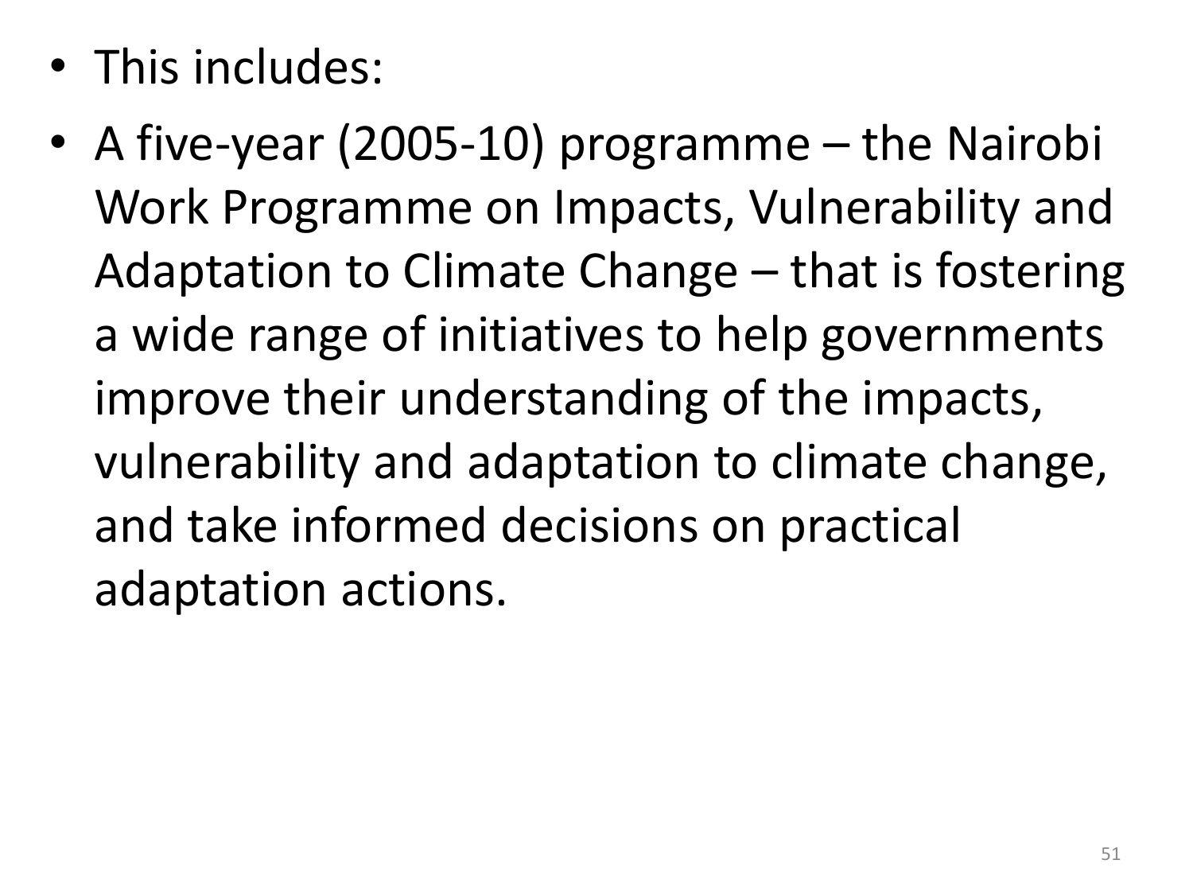- This includes:
- A five-year (2005-10) programme – the Nairobi Work Programme on Impacts, Vulnerability and Adaptation to Climate Change – that is fostering a wide range of initiatives to help governments improve their understanding of the impacts, vulnerability and adaptation to climate change, and take informed decisions on practical adaptation actions.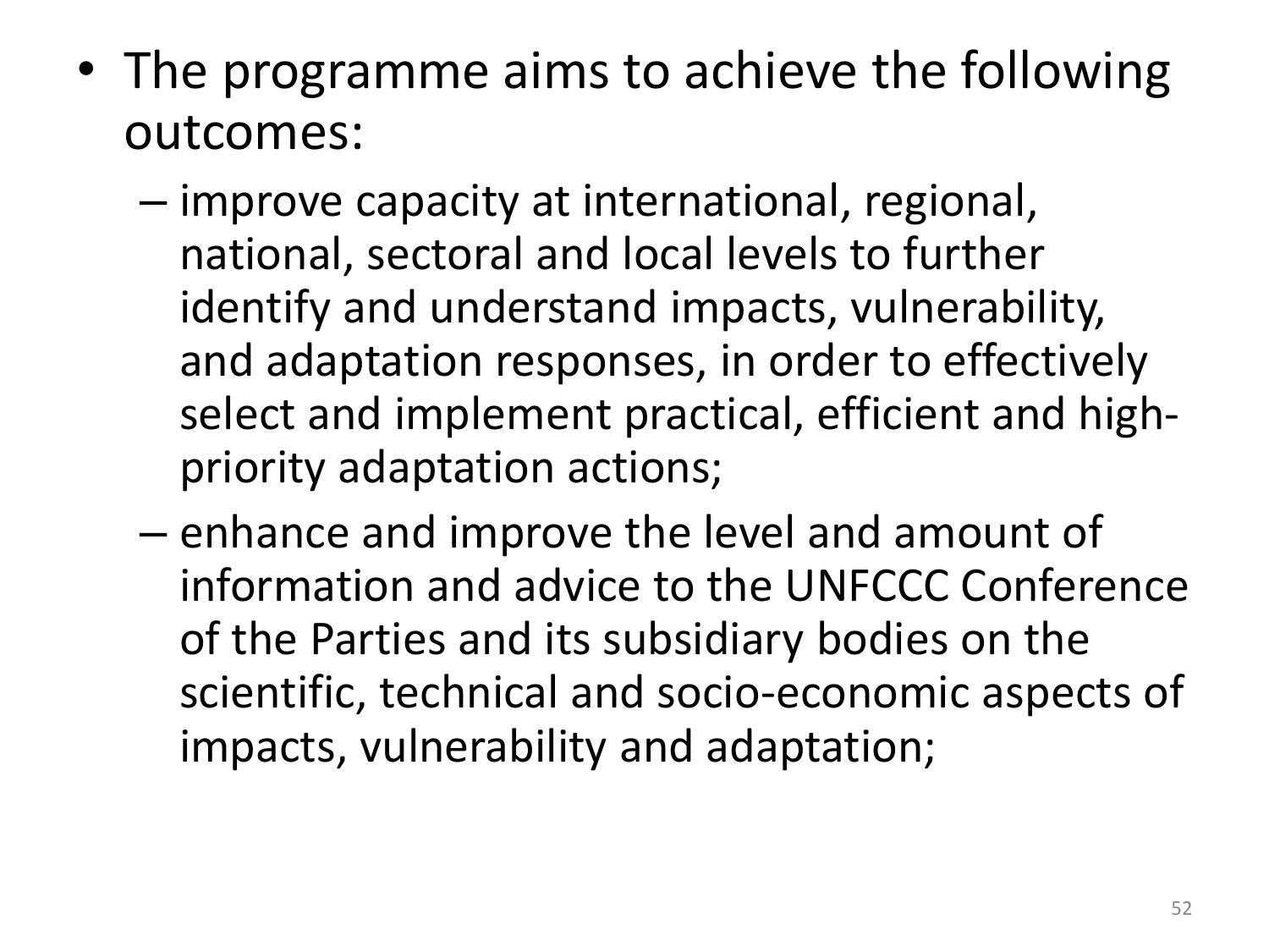- The programme aims to achieve the following outcomes:
  - improve capacity at international, regional, national, sectoral and local levels to further identify and understand impacts, vulnerability, and adaptation responses, in order to effectively select and implement practical, efficient and high-priority adaptation actions;
  - enhance and improve the level and amount of information and advice to the UNFCCC Conference of the Parties and its subsidiary bodies on the scientific, technical and socio-economic aspects of impacts, vulnerability and adaptation;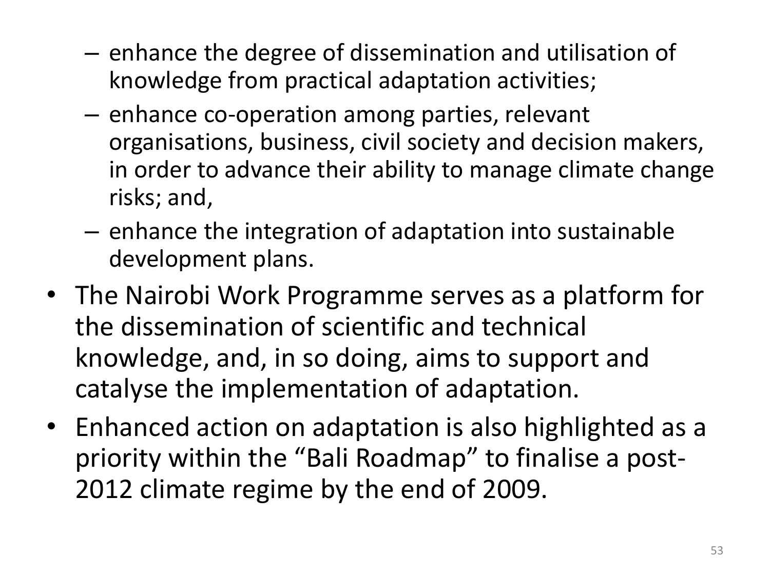- enhance the degree of dissemination and utilisation of knowledge from practical adaptation activities;
  - enhance co-operation among parties, relevant organisations, business, civil society and decision makers, in order to advance their ability to manage climate change risks; and,
  - enhance the integration of adaptation into sustainable development plans.
- The Nairobi Work Programme serves as a platform for the dissemination of scientific and technical knowledge, and, in so doing, aims to support and catalyse the implementation of adaptation.
- Enhanced action on adaptation is also highlighted as a priority within the "Bali Roadmap" to finalise a post-2012 climate regime by the end of 2009.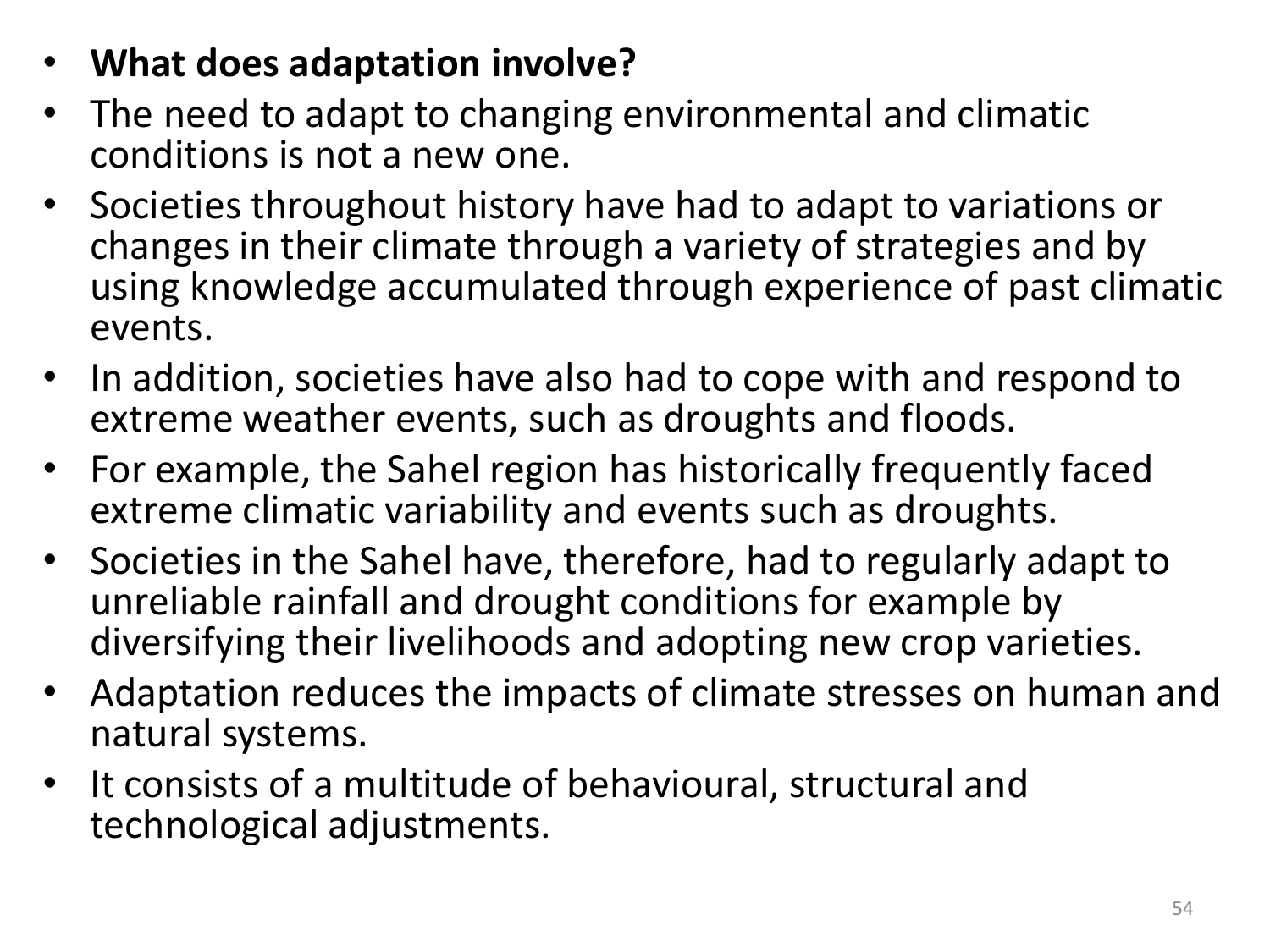- **What does adaptation involve?**
- The need to adapt to changing environmental and climatic conditions is not a new one.
- Societies throughout history have had to adapt to variations or changes in their climate through a variety of strategies and by using knowledge accumulated through experience of past climatic events.
- In addition, societies have also had to cope with and respond to extreme weather events, such as droughts and floods.
- For example, the Sahel region has historically frequently faced extreme climatic variability and events such as droughts.
- Societies in the Sahel have, therefore, had to regularly adapt to unreliable rainfall and drought conditions for example by diversifying their livelihoods and adopting new crop varieties.
- Adaptation reduces the impacts of climate stresses on human and natural systems.
- It consists of a multitude of behavioural, structural and technological adjustments.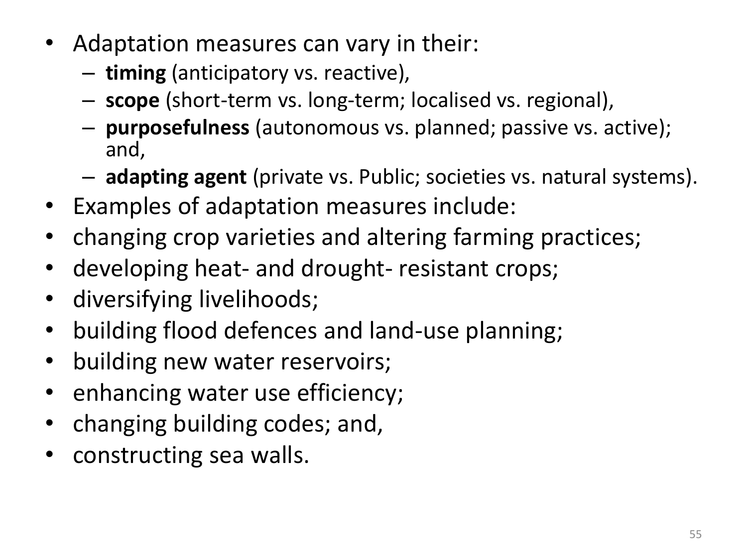- Adaptation measures can vary in their:
  - **timing** (anticipatory vs. reactive),
  - **scope** (short-term vs. long-term; localised vs. regional),
  - **purposefulness** (autonomous vs. planned; passive vs. active); and,
  - **adapting agent** (private vs. Public; societies vs. natural systems).
- Examples of adaptation measures include:
- changing crop varieties and altering farming practices;
- developing heat- and drought- resistant crops;
- diversifying livelihoods;
- building flood defences and land-use planning;
- building new water reservoirs;
- enhancing water use efficiency;
- changing building codes; and,
- constructing sea walls.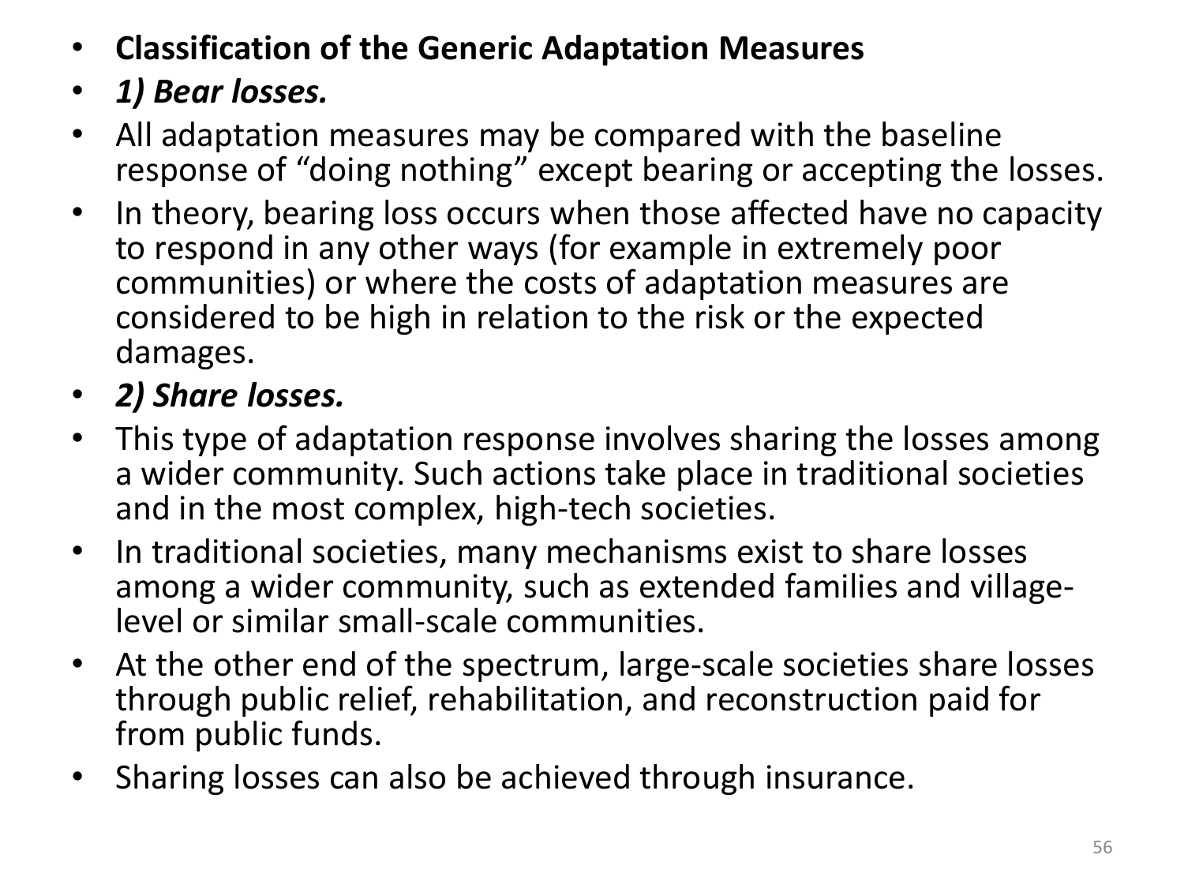- **Classification of the Generic Adaptation Measures**
- ***1) Bear losses.***
- All adaptation measures may be compared with the baseline response of "doing nothing" except bearing or accepting the losses.
- In theory, bearing loss occurs when those affected have no capacity to respond in any other ways (for example in extremely poor communities) or where the costs of adaptation measures are considered to be high in relation to the risk or the expected damages.
- ***2) Share losses.***
- This type of adaptation response involves sharing the losses among a wider community. Such actions take place in traditional societies and in the most complex, high-tech societies.
- In traditional societies, many mechanisms exist to share losses among a wider community, such as extended families and village-level or similar small-scale communities.
- At the other end of the spectrum, large-scale societies share losses through public relief, rehabilitation, and reconstruction paid for from public funds.
- Sharing losses can also be achieved through insurance.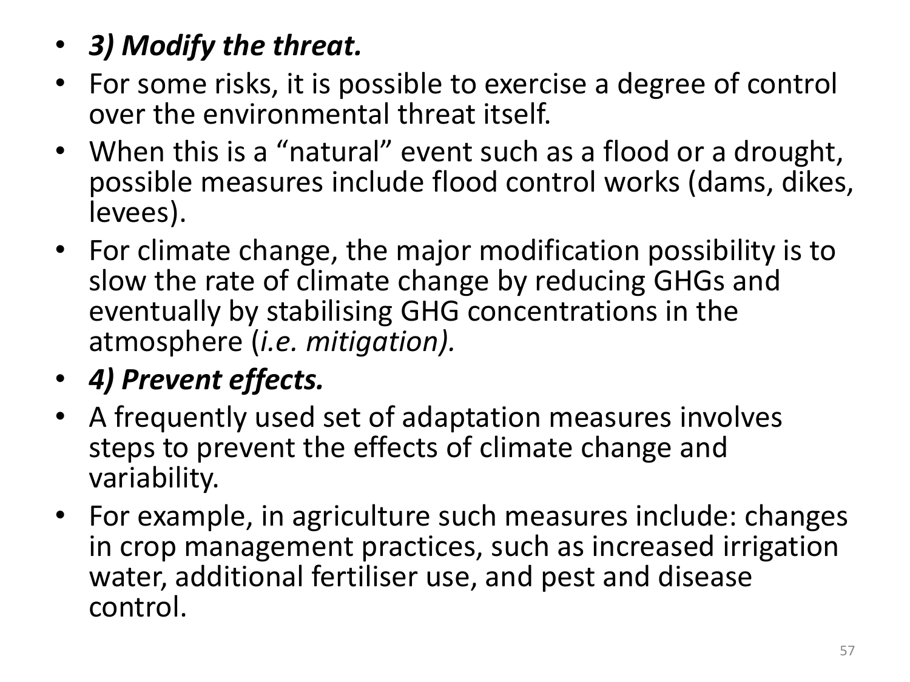- ***3) Modify the threat.***
- For some risks, it is possible to exercise a degree of control over the environmental threat itself.
- When this is a “natural” event such as a flood or a drought, possible measures include flood control works (dams, dikes, levees).
- For climate change, the major modification possibility is to slow the rate of climate change by reducing GHGs and eventually by stabilising GHG concentrations in the atmosphere (*i.e. mitigation).*
- ***4) Prevent effects.***
- A frequently used set of adaptation measures involves steps to prevent the effects of climate change and variability.
- For example, in agriculture such measures include: changes in crop management practices, such as increased irrigation water, additional fertiliser use, and pest and disease control.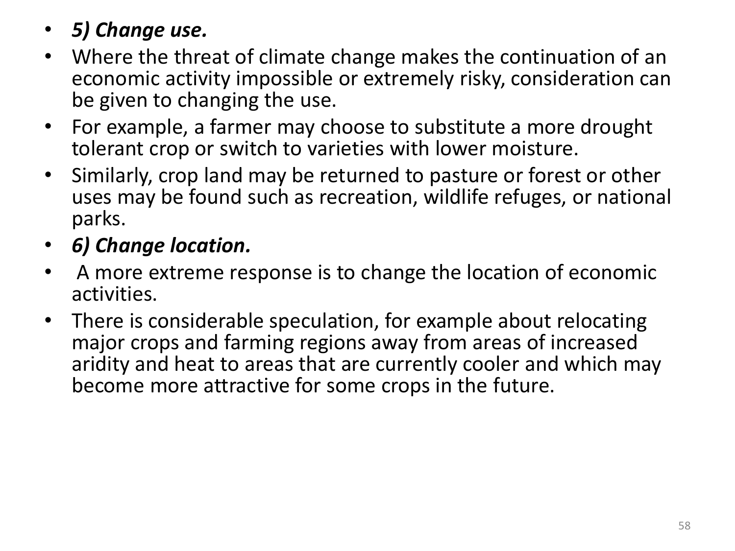- ***5) Change use.***
- Where the threat of climate change makes the continuation of an economic activity impossible or extremely risky, consideration can be given to changing the use.
- For example, a farmer may choose to substitute a more drought tolerant crop or switch to varieties with lower moisture.
- Similarly, crop land may be returned to pasture or forest or other uses may be found such as recreation, wildlife refuges, or national parks.
- ***6) Change location.***
- A more extreme response is to change the location of economic activities.
- There is considerable speculation, for example about relocating major crops and farming regions away from areas of increased aridity and heat to areas that are currently cooler and which may become more attractive for some crops in the future.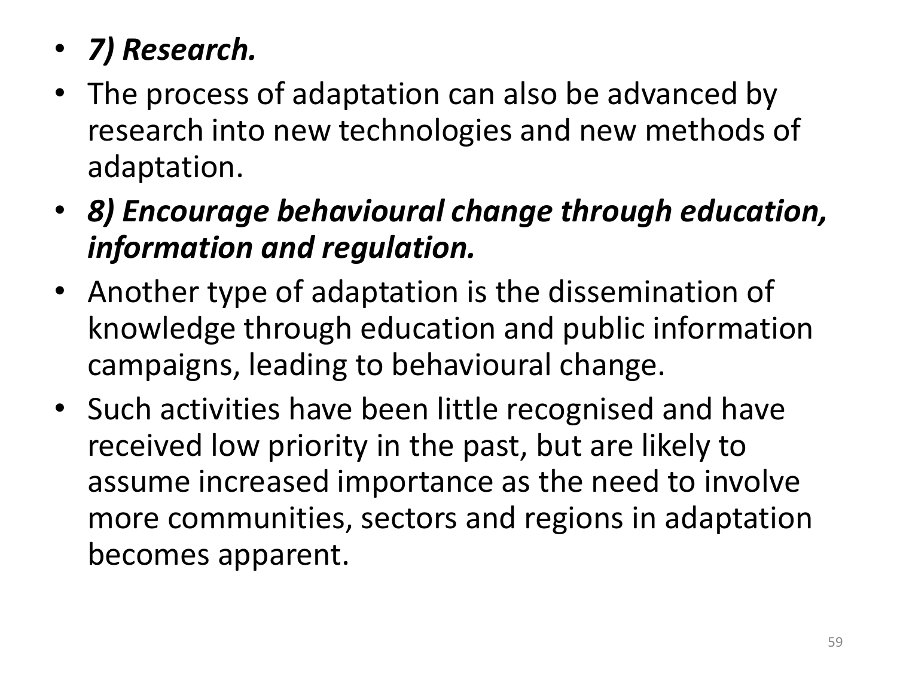- ***7) Research.***
- The process of adaptation can also be advanced by research into new technologies and new methods of adaptation.
- ***8) Encourage behavioural change through education, information and regulation.***
- Another type of adaptation is the dissemination of knowledge through education and public information campaigns, leading to behavioural change.
- Such activities have been little recognised and have received low priority in the past, but are likely to assume increased importance as the need to involve more communities, sectors and regions in adaptation becomes apparent.